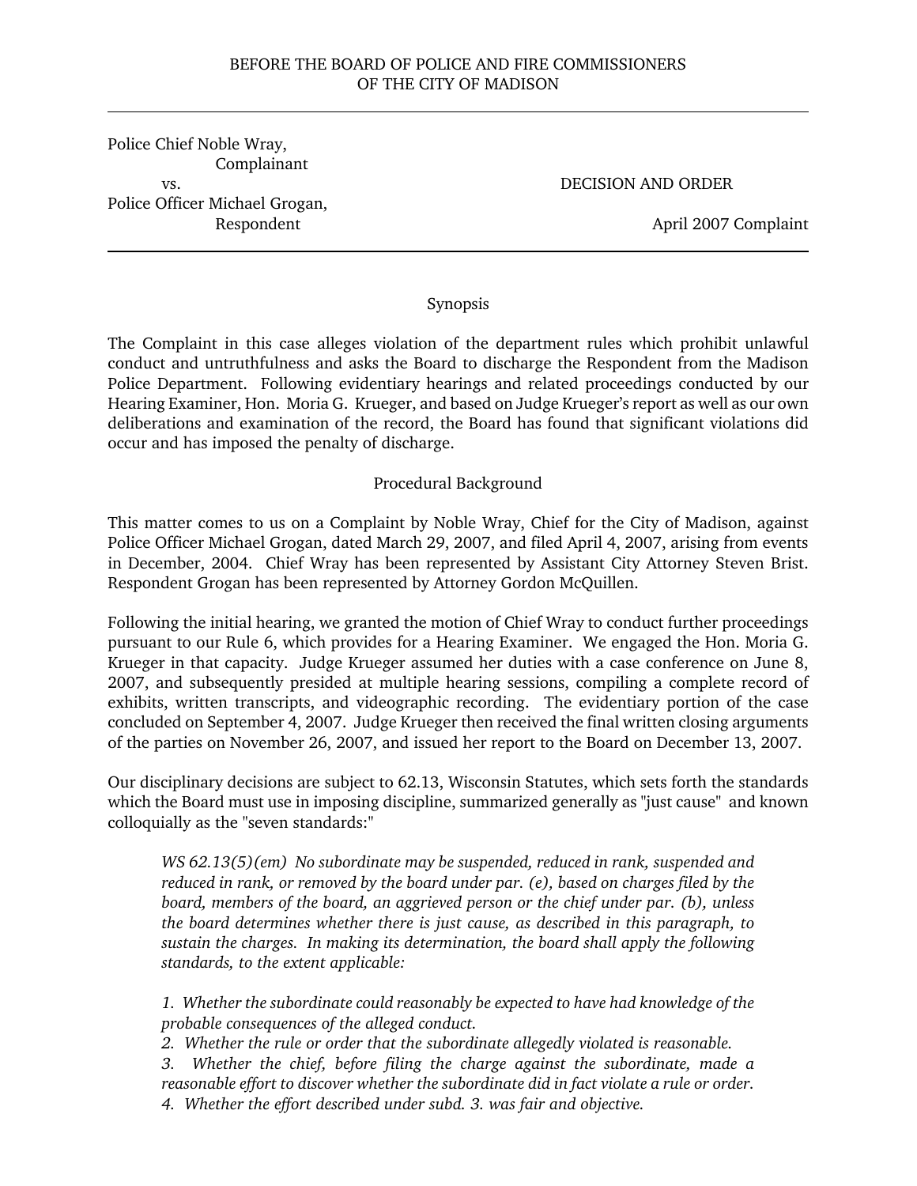BEFORE THE BOARD OF POLICE AND FIRE COMMISSIONERS
OF THE CITY OF MADISON

---

Police Chief Noble Wray,
Complainant
vs.
Police Officer Michael Grogan,
Respondent

DECISION AND ORDER

April 2007 Complaint

---

## Synopsis

The Complaint in this case alleges violation of the department rules which prohibit unlawful conduct and untruthfulness and asks the Board to discharge the Respondent from the Madison Police Department. Following evidentiary hearings and related proceedings conducted by our Hearing Examiner, Hon. Moria G. Krueger, and based on Judge Krueger's report as well as our own deliberations and examination of the record, the Board has found that significant violations did occur and has imposed the penalty of discharge.

## Procedural Background

This matter comes to us on a Complaint by Noble Wray, Chief for the City of Madison, against Police Officer Michael Grogan, dated March 29, 2007, and filed April 4, 2007, arising from events in December, 2004. Chief Wray has been represented by Assistant City Attorney Steven Brist. Respondent Grogan has been represented by Attorney Gordon McQuillen.

Following the initial hearing, we granted the motion of Chief Wray to conduct further proceedings pursuant to our Rule 6, which provides for a Hearing Examiner. We engaged the Hon. Moria G. Krueger in that capacity. Judge Krueger assumed her duties with a case conference on June 8, 2007, and subsequently presided at multiple hearing sessions, compiling a complete record of exhibits, written transcripts, and videographic recording. The evidentiary portion of the case concluded on September 4, 2007. Judge Krueger then received the final written closing arguments of the parties on November 26, 2007, and issued her report to the Board on December 13, 2007.

Our disciplinary decisions are subject to 62.13, Wisconsin Statutes, which sets forth the standards which the Board must use in imposing discipline, summarized generally as "just cause" and known colloquially as the "seven standards:"

> *WS 62.13(5)(em) No subordinate may be suspended, reduced in rank, suspended and reduced in rank, or removed by the board under par. (e), based on charges filed by the board, members of the board, an aggrieved person or the chief under par. (b), unless the board determines whether there is just cause, as described in this paragraph, to sustain the charges. In making its determination, the board shall apply the following standards, to the extent applicable:*
>
> *1. Whether the subordinate could reasonably be expected to have had knowledge of the probable consequences of the alleged conduct.*
> *2. Whether the rule or order that the subordinate allegedly violated is reasonable.*
> *3. Whether the chief, before filing the charge against the subordinate, made a reasonable effort to discover whether the subordinate did in fact violate a rule or order.*
> *4. Whether the effort described under subd. 3. was fair and objective.*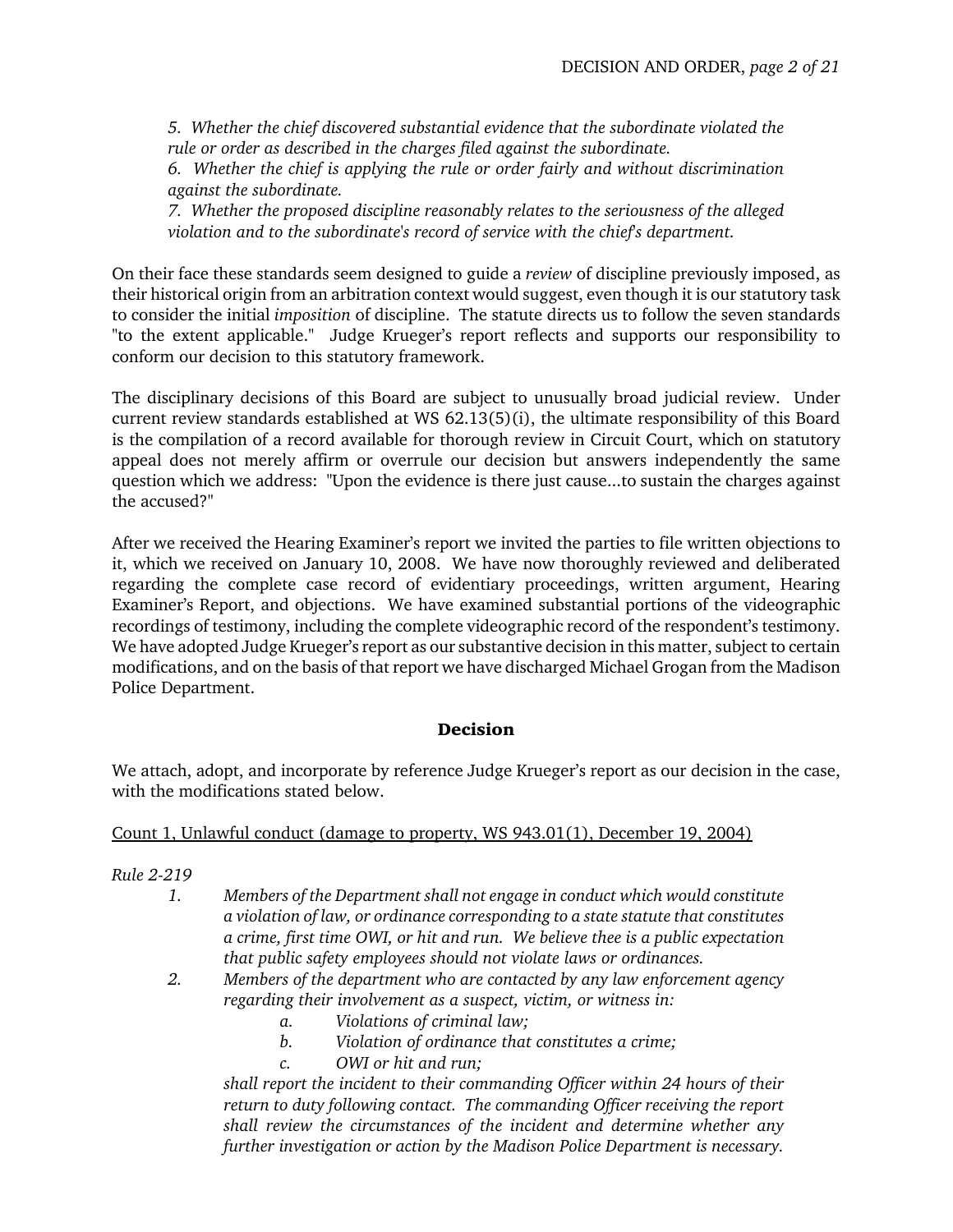*5. Whether the chief discovered substantial evidence that the subordinate violated the rule or order as described in the charges filed against the subordinate.*
*6. Whether the chief is applying the rule or order fairly and without discrimination against the subordinate.*
*7. Whether the proposed discipline reasonably relates to the seriousness of the alleged violation and to the subordinate's record of service with the chief's department.*

On their face these standards seem designed to guide a *review* of discipline previously imposed, as their historical origin from an arbitration context would suggest, even though it is our statutory task to consider the initial *imposition* of discipline. The statute directs us to follow the seven standards "to the extent applicable." Judge Krueger's report reflects and supports our responsibility to conform our decision to this statutory framework.

The disciplinary decisions of this Board are subject to unusually broad judicial review. Under current review standards established at WS 62.13(5)(i), the ultimate responsibility of this Board is the compilation of a record available for thorough review in Circuit Court, which on statutory appeal does not merely affirm or overrule our decision but answers independently the same question which we address: "Upon the evidence is there just cause...to sustain the charges against the accused?"

After we received the Hearing Examiner's report we invited the parties to file written objections to it, which we received on January 10, 2008. We have now thoroughly reviewed and deliberated regarding the complete case record of evidentiary proceedings, written argument, Hearing Examiner's Report, and objections. We have examined substantial portions of the videographic recordings of testimony, including the complete videographic record of the respondent's testimony. We have adopted Judge Krueger's report as our substantive decision in this matter, subject to certain modifications, and on the basis of that report we have discharged Michael Grogan from the Madison Police Department.

## Decision

We attach, adopt, and incorporate by reference Judge Krueger's report as our decision in the case, with the modifications stated below.

<u>Count 1, Unlawful conduct (damage to property, WS 943.01(1), December 19, 2004)</u>

*Rule 2-219*

1. *Members of the Department shall not engage in conduct which would constitute a violation of law, or ordinance corresponding to a state statute that constitutes a crime, first time OWI, or hit and run. We believe thee is a public expectation that public safety employees should not violate laws or ordinances.*
2. *Members of the department who are contacted by any law enforcement agency regarding their involvement as a suspect, victim, or witness in:*
   a. *Violations of criminal law;*
   b. *Violation of ordinance that constitutes a crime;*
   c. *OWI or hit and run;*

   *shall report the incident to their commanding Officer within 24 hours of their return to duty following contact. The commanding Officer receiving the report shall review the circumstances of the incident and determine whether any further investigation or action by the Madison Police Department is necessary.*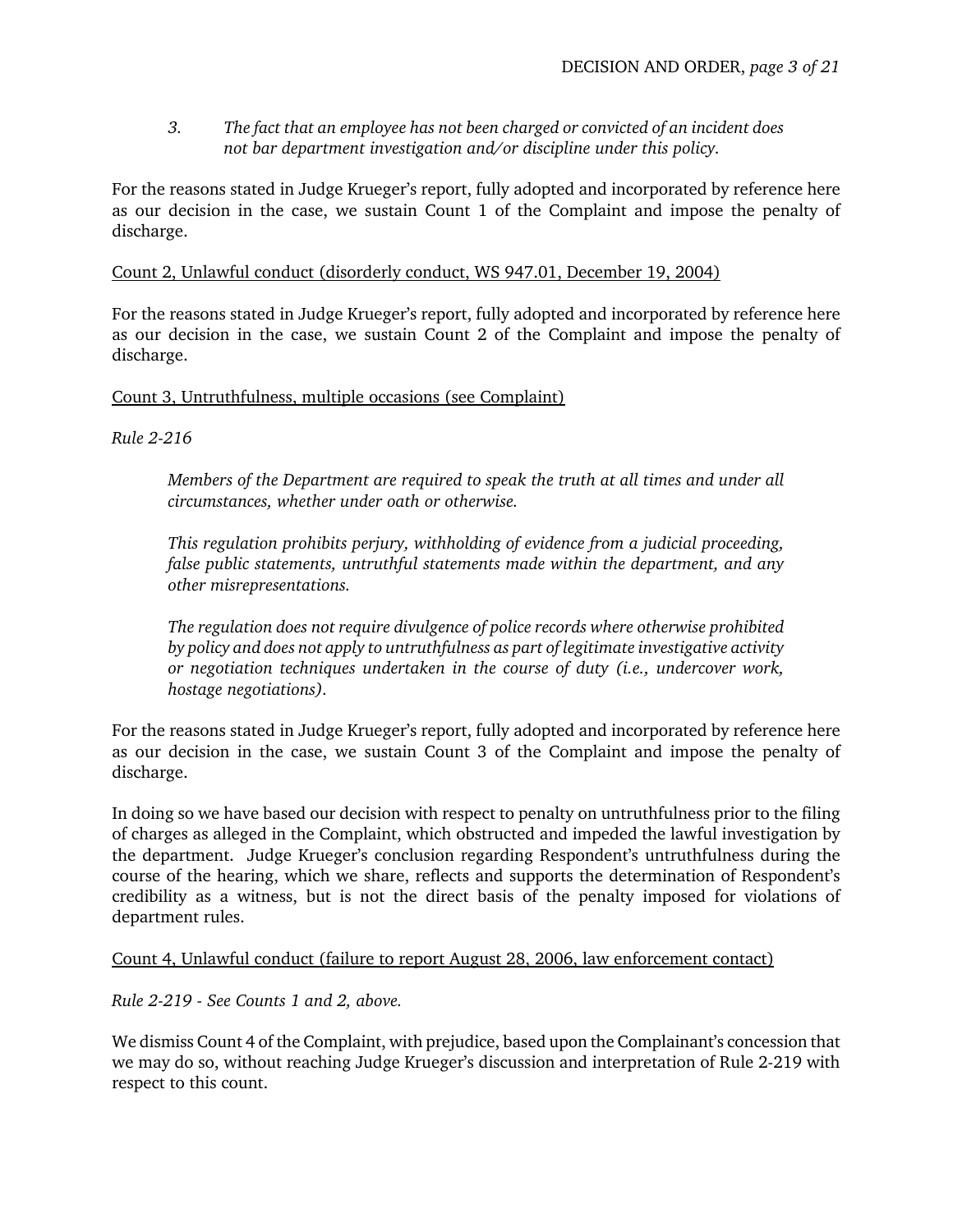> 3. *The fact that an employee has not been charged or convicted of an incident does not bar department investigation and/or discipline under this policy.*

For the reasons stated in Judge Krueger's report, fully adopted and incorporated by reference here as our decision in the case, we sustain Count 1 of the Complaint and impose the penalty of discharge.

<u>Count 2, Unlawful conduct (disorderly conduct, WS 947.01, December 19, 2004)</u>

For the reasons stated in Judge Krueger's report, fully adopted and incorporated by reference here as our decision in the case, we sustain Count 2 of the Complaint and impose the penalty of discharge.

<u>Count 3, Untruthfulness, multiple occasions (see Complaint)</u>

*Rule 2-216*

> *Members of the Department are required to speak the truth at all times and under all circumstances, whether under oath or otherwise.*
>
> *This regulation prohibits perjury, withholding of evidence from a judicial proceeding, false public statements, untruthful statements made within the department, and any other misrepresentations.*
>
> *The regulation does not require divulgence of police records where otherwise prohibited by policy and does not apply to untruthfulness as part of legitimate investigative activity or negotiation techniques undertaken in the course of duty (i.e., undercover work, hostage negotiations).*

For the reasons stated in Judge Krueger's report, fully adopted and incorporated by reference here as our decision in the case, we sustain Count 3 of the Complaint and impose the penalty of discharge.

In doing so we have based our decision with respect to penalty on untruthfulness prior to the filing of charges as alleged in the Complaint, which obstructed and impeded the lawful investigation by the department. Judge Krueger's conclusion regarding Respondent's untruthfulness during the course of the hearing, which we share, reflects and supports the determination of Respondent's credibility as a witness, but is not the direct basis of the penalty imposed for violations of department rules.

<u>Count 4, Unlawful conduct (failure to report August 28, 2006, law enforcement contact)</u>

*Rule 2-219 - See Counts 1 and 2, above.*

We dismiss Count 4 of the Complaint, with prejudice, based upon the Complainant's concession that we may do so, without reaching Judge Krueger's discussion and interpretation of Rule 2-219 with respect to this count.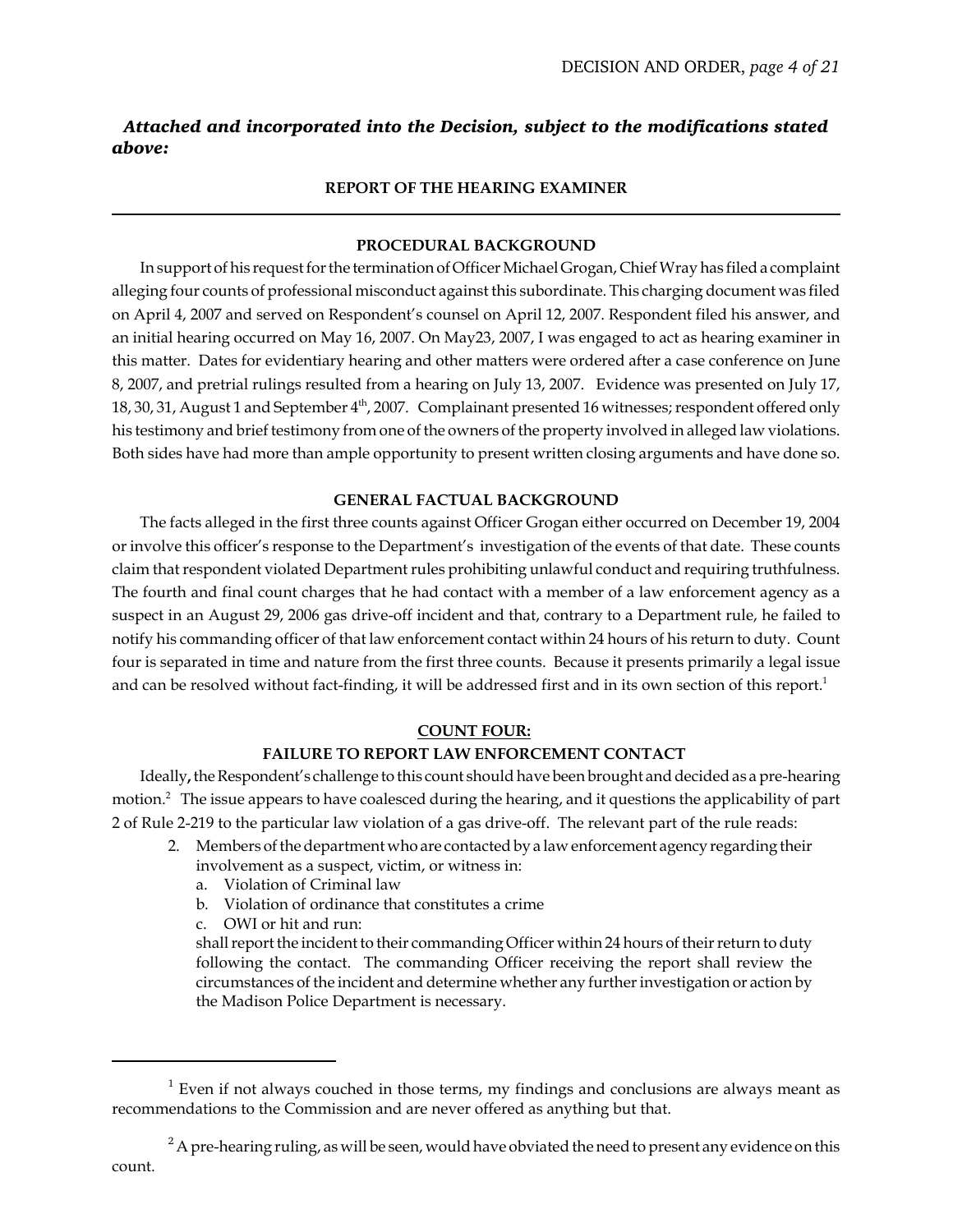*Attached and incorporated into the Decision, subject to the modifications stated above:*

## REPORT OF THE HEARING EXAMINER

---

### PROCEDURAL BACKGROUND

In support of his request for the termination of Officer Michael Grogan, Chief Wray has filed a complaint alleging four counts of professional misconduct against this subordinate. This charging document was filed on April 4, 2007 and served on Respondent's counsel on April 12, 2007. Respondent filed his answer, and an initial hearing occurred on May 16, 2007. On May23, 2007, I was engaged to act as hearing examiner in this matter. Dates for evidentiary hearing and other matters were ordered after a case conference on June 8, 2007, and pretrial rulings resulted from a hearing on July 13, 2007. Evidence was presented on July 17, 18, 30, 31, August 1 and September 4th, 2007. Complainant presented 16 witnesses; respondent offered only his testimony and brief testimony from one of the owners of the property involved in alleged law violations. Both sides have had more than ample opportunity to present written closing arguments and have done so.

### GENERAL FACTUAL BACKGROUND

The facts alleged in the first three counts against Officer Grogan either occurred on December 19, 2004 or involve this officer's response to the Department's investigation of the events of that date. These counts claim that respondent violated Department rules prohibiting unlawful conduct and requiring truthfulness. The fourth and final count charges that he had contact with a member of a law enforcement agency as a suspect in an August 29, 2006 gas drive-off incident and that, contrary to a Department rule, he failed to notify his commanding officer of that law enforcement contact within 24 hours of his return to duty. Count four is separated in time and nature from the first three counts. Because it presents primarily a legal issue and can be resolved without fact-finding, it will be addressed first and in its own section of this report.[1]

### COUNT FOUR:
### FAILURE TO REPORT LAW ENFORCEMENT CONTACT

Ideally**,** the Respondent's challenge to this count should have been brought and decided as a pre-hearing motion.[2] The issue appears to have coalesced during the hearing, and it questions the applicability of part 2 of Rule 2-219 to the particular law violation of a gas drive-off. The relevant part of the rule reads:

2. Members of the department who are contacted by a law enforcement agency regarding their involvement as a suspect, victim, or witness in:
   a. Violation of Criminal law
   b. Violation of ordinance that constitutes a crime
   c. OWI or hit and run:

   shall report the incident to their commanding Officer within 24 hours of their return to duty following the contact. The commanding Officer receiving the report shall review the circumstances of the incident and determine whether any further investigation or action by the Madison Police Department is necessary.

---

[1] Even if not always couched in those terms, my findings and conclusions are always meant as recommendations to the Commission and are never offered as anything but that.

[2] A pre-hearing ruling, as will be seen, would have obviated the need to present any evidence on this count.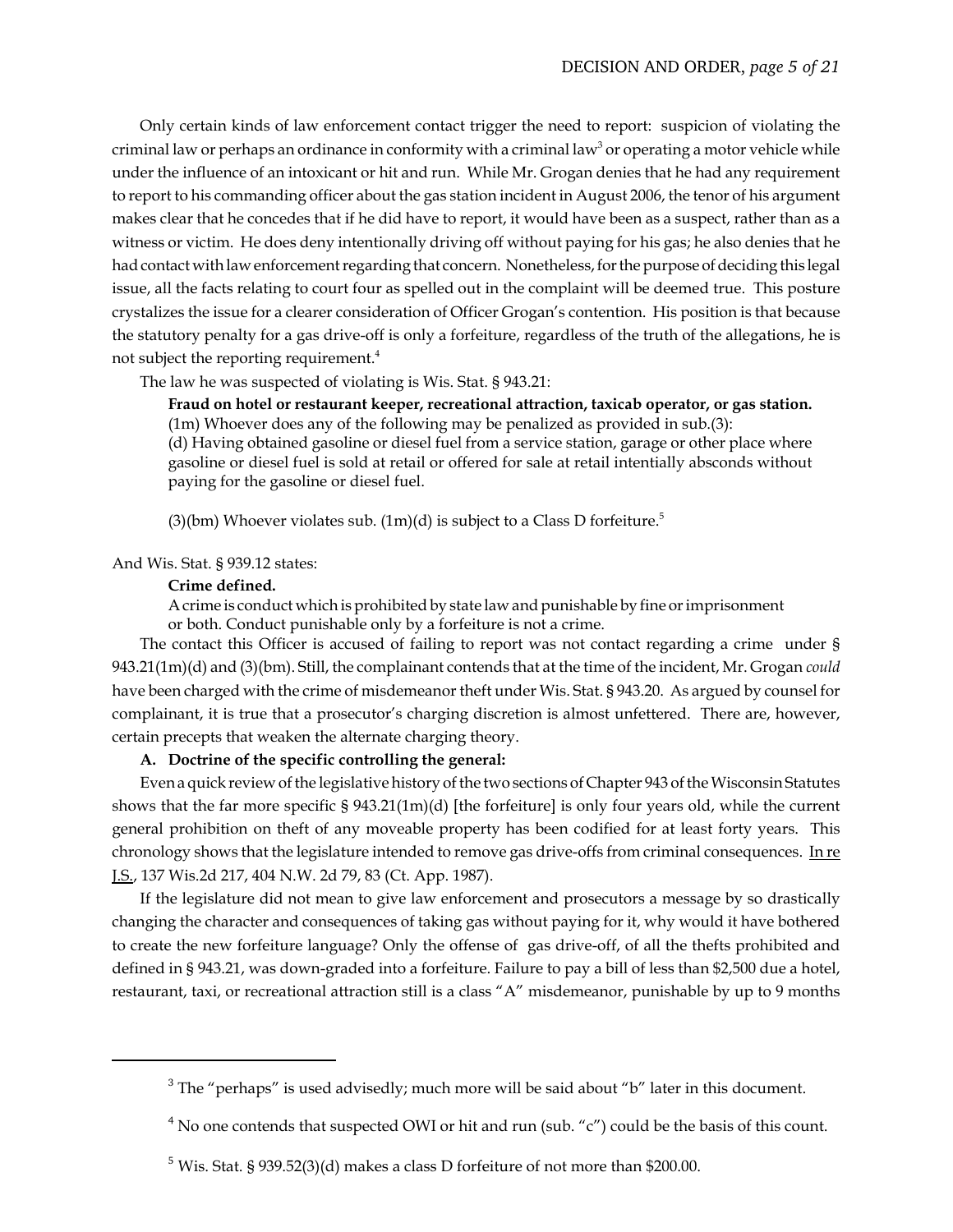Only certain kinds of law enforcement contact trigger the need to report: suspicion of violating the criminal law or perhaps an ordinance in conformity with a criminal law[3] or operating a motor vehicle while under the influence of an intoxicant or hit and run. While Mr. Grogan denies that he had any requirement to report to his commanding officer about the gas station incident in August 2006, the tenor of his argument makes clear that he concedes that if he did have to report, it would have been as a suspect, rather than as a witness or victim. He does deny intentionally driving off without paying for his gas; he also denies that he had contact with law enforcement regarding that concern. Nonetheless, for the purpose of deciding this legal issue, all the facts relating to court four as spelled out in the complaint will be deemed true. This posture crystalizes the issue for a clearer consideration of Officer Grogan's contention. His position is that because the statutory penalty for a gas drive-off is only a forfeiture, regardless of the truth of the allegations, he is not subject the reporting requirement.[4]

The law he was suspected of violating is Wis. Stat. § 943.21:

> **Fraud on hotel or restaurant keeper, recreational attraction, taxicab operator, or gas station.**
> (1m) Whoever does any of the following may be penalized as provided in sub.(3):
> (d) Having obtained gasoline or diesel fuel from a service station, garage or other place where gasoline or diesel fuel is sold at retail or offered for sale at retail intentially absconds without paying for the gasoline or diesel fuel.
>
> (3)(bm) Whoever violates sub. (1m)(d) is subject to a Class D forfeiture.[5]

And Wis. Stat. § 939.12 states:

> **Crime defined.**
> A crime is conduct which is prohibited by state law and punishable by fine or imprisonment or both. Conduct punishable only by a forfeiture is not a crime.

The contact this Officer is accused of failing to report was not contact regarding a crime under § 943.21(1m)(d) and (3)(bm). Still, the complainant contends that at the time of the incident, Mr. Grogan *could* have been charged with the crime of misdemeanor theft under Wis. Stat. § 943.20. As argued by counsel for complainant, it is true that a prosecutor's charging discretion is almost unfettered. There are, however, certain precepts that weaken the alternate charging theory.

**A. Doctrine of the specific controlling the general:**

Even a quick review of the legislative history of the two sections of Chapter 943 of the Wisconsin Statutes shows that the far more specific § 943.21(1m)(d) [the forfeiture] is only four years old, while the current general prohibition on theft of any moveable property has been codified for at least forty years. This chronology shows that the legislature intended to remove gas drive-offs from criminal consequences. In re J.S., 137 Wis.2d 217, 404 N.W. 2d 79, 83 (Ct. App. 1987).

If the legislature did not mean to give law enforcement and prosecutors a message by so drastically changing the character and consequences of taking gas without paying for it, why would it have bothered to create the new forfeiture language? Only the offense of gas drive-off, of all the thefts prohibited and defined in § 943.21, was down-graded into a forfeiture. Failure to pay a bill of less than $2,500 due a hotel, restaurant, taxi, or recreational attraction still is a class "A" misdemeanor, punishable by up to 9 months

---

[3] The "perhaps" is used advisedly; much more will be said about "b" later in this document.

[4] No one contends that suspected OWI or hit and run (sub. "c") could be the basis of this count.

[5] Wis. Stat. § 939.52(3)(d) makes a class D forfeiture of not more than $200.00.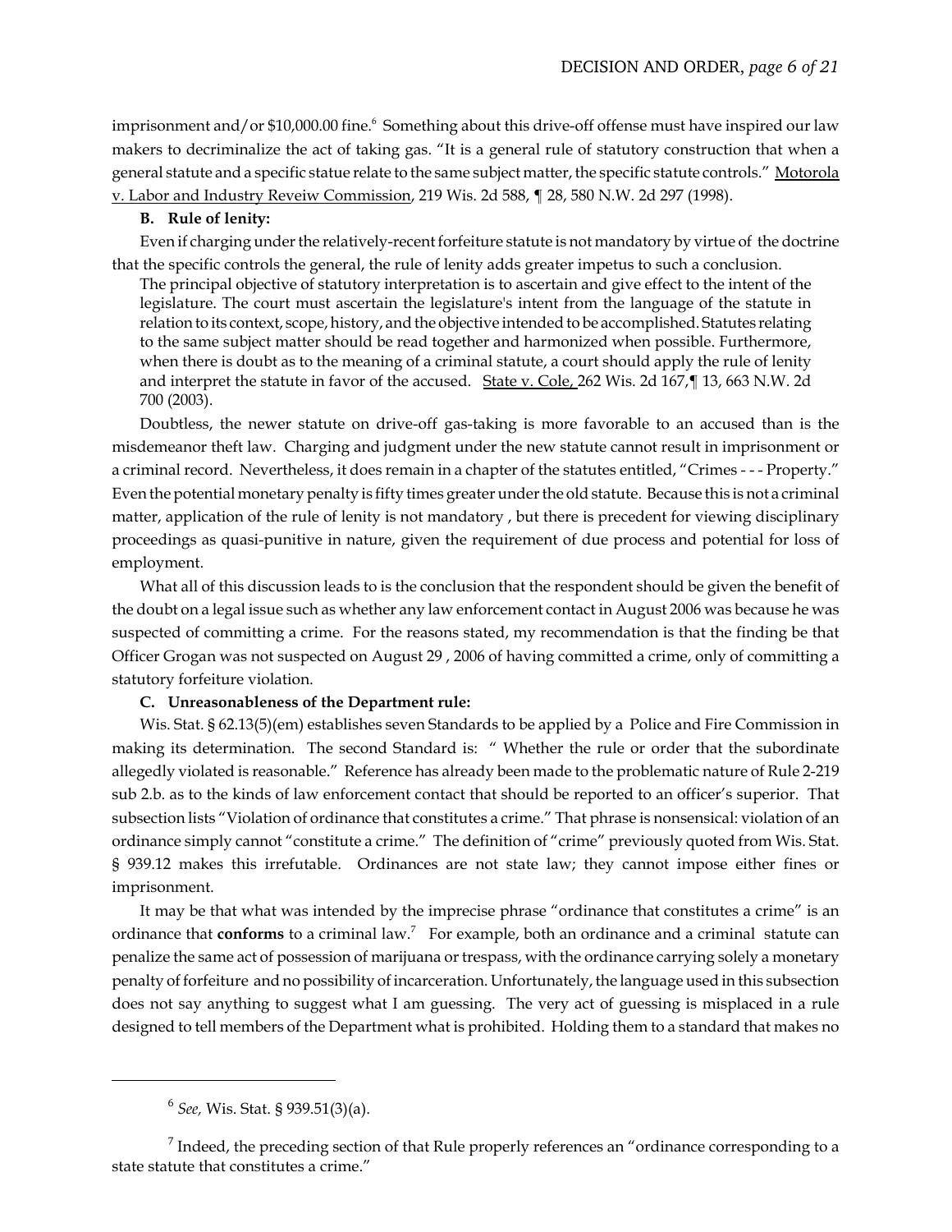imprisonment and/or $10,000.00 fine.[6] Something about this drive-off offense must have inspired our law makers to decriminalize the act of taking gas. "It is a general rule of statutory construction that when a general statute and a specific statue relate to the same subject matter, the specific statute controls." Motorola v. Labor and Industry Reveiw Commission, 219 Wis. 2d 588, ¶ 28, 580 N.W. 2d 297 (1998).

**B. Rule of lenity:**

Even if charging under the relatively-recent forfeiture statute is not mandatory by virtue of the doctrine that the specific controls the general, the rule of lenity adds greater impetus to such a conclusion.

> The principal objective of statutory interpretation is to ascertain and give effect to the intent of the legislature. The court must ascertain the legislature's intent from the language of the statute in relation to its context, scope, history, and the objective intended to be accomplished. Statutes relating to the same subject matter should be read together and harmonized when possible. Furthermore, when there is doubt as to the meaning of a criminal statute, a court should apply the rule of lenity and interpret the statute in favor of the accused. State v. Cole, 262 Wis. 2d 167,¶ 13, 663 N.W. 2d 700 (2003).

Doubtless, the newer statute on drive-off gas-taking is more favorable to an accused than is the misdemeanor theft law. Charging and judgment under the new statute cannot result in imprisonment or a criminal record. Nevertheless, it does remain in a chapter of the statutes entitled, "Crimes - - - Property." Even the potential monetary penalty is fifty times greater under the old statute. Because this is not a criminal matter, application of the rule of lenity is not mandatory , but there is precedent for viewing disciplinary proceedings as quasi-punitive in nature, given the requirement of due process and potential for loss of employment.

What all of this discussion leads to is the conclusion that the respondent should be given the benefit of the doubt on a legal issue such as whether any law enforcement contact in August 2006 was because he was suspected of committing a crime. For the reasons stated, my recommendation is that the finding be that Officer Grogan was not suspected on August 29 , 2006 of having committed a crime, only of committing a statutory forfeiture violation.

**C. Unreasonableness of the Department rule:**

Wis. Stat. § 62.13(5)(em) establishes seven Standards to be applied by a Police and Fire Commission in making its determination. The second Standard is: " Whether the rule or order that the subordinate allegedly violated is reasonable." Reference has already been made to the problematic nature of Rule 2-219 sub 2.b. as to the kinds of law enforcement contact that should be reported to an officer's superior. That subsection lists "Violation of ordinance that constitutes a crime." That phrase is nonsensical: violation of an ordinance simply cannot "constitute a crime." The definition of "crime" previously quoted from Wis. Stat. § 939.12 makes this irrefutable. Ordinances are not state law; they cannot impose either fines or imprisonment.

It may be that what was intended by the imprecise phrase "ordinance that constitutes a crime" is an ordinance that **conforms** to a criminal law.[7] For example, both an ordinance and a criminal statute can penalize the same act of possession of marijuana or trespass, with the ordinance carrying solely a monetary penalty of forfeiture and no possibility of incarceration. Unfortunately, the language used in this subsection does not say anything to suggest what I am guessing. The very act of guessing is misplaced in a rule designed to tell members of the Department what is prohibited. Holding them to a standard that makes no

---

[6] *See,* Wis. Stat. § 939.51(3)(a).

[7] Indeed, the preceding section of that Rule properly references an "ordinance corresponding to a state statute that constitutes a crime."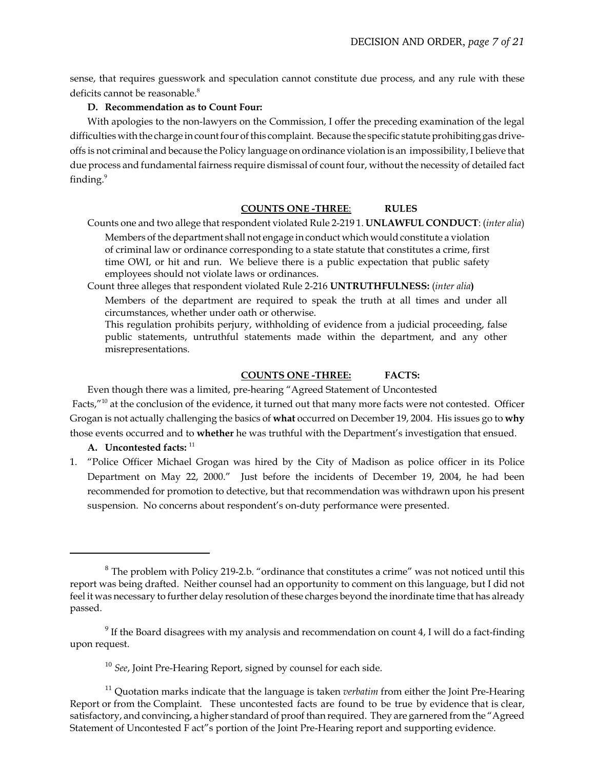sense, that requires guesswork and speculation cannot constitute due process, and any rule with these deficits cannot be reasonable.[8]

**D. Recommendation as to Count Four:**

With apologies to the non-lawyers on the Commission, I offer the preceding examination of the legal difficulties with the charge in count four of this complaint. Because the specific statute prohibiting gas drive-offs is not criminal and because the Policy language on ordinance violation is an impossibility, I believe that due process and fundamental fairness require dismissal of count four, without the necessity of detailed fact finding.[9]

**COUNTS ONE -THREE: RULES**

Counts one and two allege that respondent violated Rule 2-219 1. **UNLAWFUL CONDUCT**: (*inter alia*)

> Members of the department shall not engage in conduct which would constitute a violation of criminal law or ordinance corresponding to a state statute that constitutes a crime, first time OWI, or hit and run. We believe there is a public expectation that public safety employees should not violate laws or ordinances.

Count three alleges that respondent violated Rule 2-216 **UNTRUTHFULNESS:** (*inter alia*)

> Members of the department are required to speak the truth at all times and under all circumstances, whether under oath or otherwise.
>
> This regulation prohibits perjury, withholding of evidence from a judicial proceeding, false public statements, untruthful statements made within the department, and any other misrepresentations.

**COUNTS ONE -THREE: FACTS:**

Even though there was a limited, pre-hearing "Agreed Statement of Uncontested Facts,"[10] at the conclusion of the evidence, it turned out that many more facts were not contested. Officer Grogan is not actually challenging the basics of **what** occurred on December 19, 2004. His issues go to **why** those events occurred and to **whether** he was truthful with the Department's investigation that ensued.

**A. Uncontested facts:** [11]

1. "Police Officer Michael Grogan was hired by the City of Madison as police officer in its Police Department on May 22, 2000." Just before the incidents of December 19, 2004, he had been recommended for promotion to detective, but that recommendation was withdrawn upon his present suspension. No concerns about respondent's on-duty performance were presented.

---

[8] The problem with Policy 219-2.b. "ordinance that constitutes a crime" was not noticed until this report was being drafted. Neither counsel had an opportunity to comment on this language, but I did not feel it was necessary to further delay resolution of these charges beyond the inordinate time that has already passed.

[9] If the Board disagrees with my analysis and recommendation on count 4, I will do a fact-finding upon request.

[10] *See*, Joint Pre-Hearing Report, signed by counsel for each side.

[11] Quotation marks indicate that the language is taken *verbatim* from either the Joint Pre-Hearing Report or from the Complaint. These uncontested facts are found to be true by evidence that is clear, satisfactory, and convincing, a higher standard of proof than required. They are garnered from the "Agreed Statement of Uncontested F act"s portion of the Joint Pre-Hearing report and supporting evidence.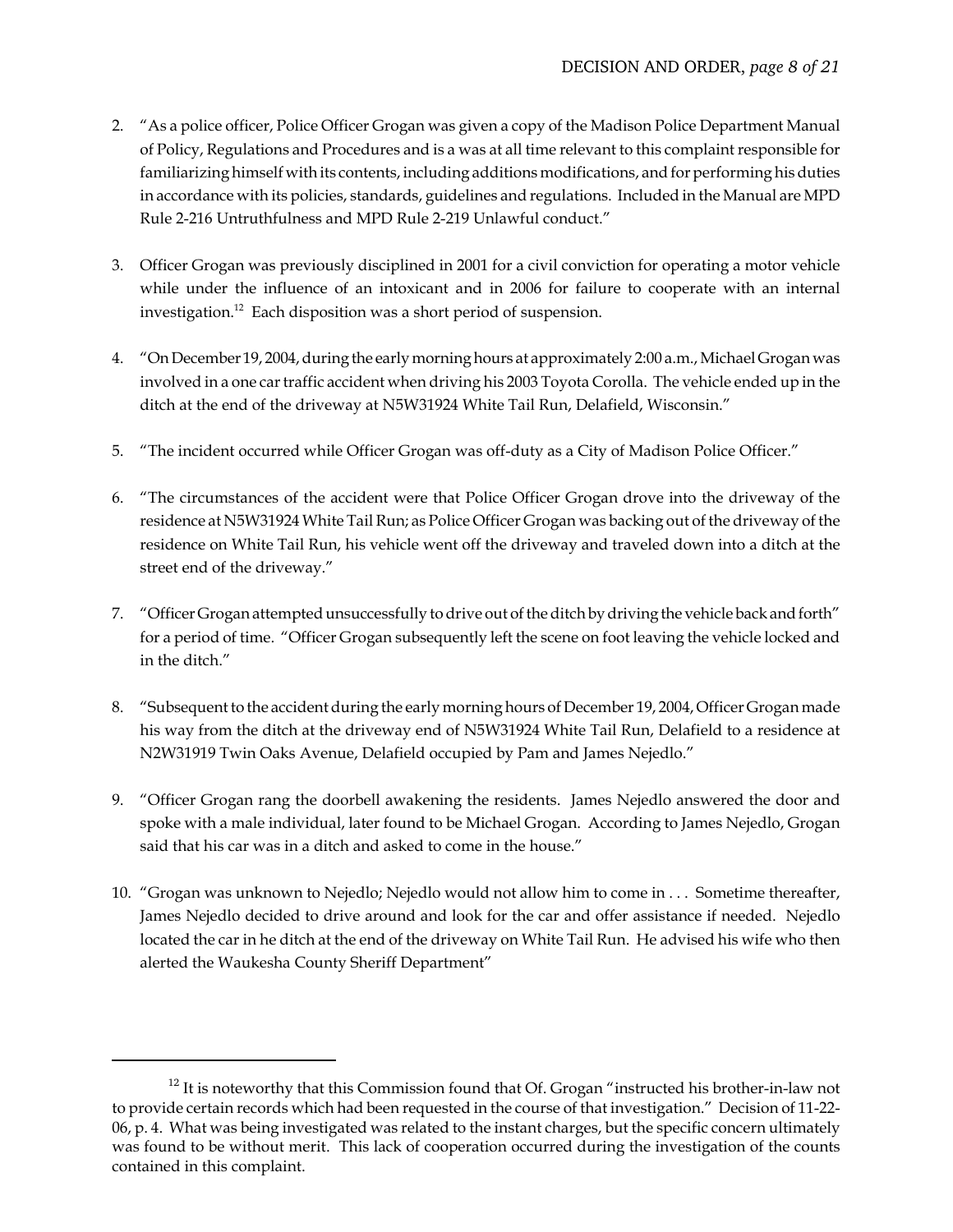2. "As a police officer, Police Officer Grogan was given a copy of the Madison Police Department Manual of Policy, Regulations and Procedures and is a was at all time relevant to this complaint responsible for familiarizing himself with its contents, including additions modifications, and for performing his duties in accordance with its policies, standards, guidelines and regulations. Included in the Manual are MPD Rule 2-216 Untruthfulness and MPD Rule 2-219 Unlawful conduct."

3. Officer Grogan was previously disciplined in 2001 for a civil conviction for operating a motor vehicle while under the influence of an intoxicant and in 2006 for failure to cooperate with an internal investigation.[12] Each disposition was a short period of suspension.

4. "On December 19, 2004, during the early morning hours at approximately 2:00 a.m., Michael Grogan was involved in a one car traffic accident when driving his 2003 Toyota Corolla. The vehicle ended up in the ditch at the end of the driveway at N5W31924 White Tail Run, Delafield, Wisconsin."

5. "The incident occurred while Officer Grogan was off-duty as a City of Madison Police Officer."

6. "The circumstances of the accident were that Police Officer Grogan drove into the driveway of the residence at N5W31924 White Tail Run; as Police Officer Grogan was backing out of the driveway of the residence on White Tail Run, his vehicle went off the driveway and traveled down into a ditch at the street end of the driveway."

7. "Officer Grogan attempted unsuccessfully to drive out of the ditch by driving the vehicle back and forth" for a period of time. "Officer Grogan subsequently left the scene on foot leaving the vehicle locked and in the ditch."

8. "Subsequent to the accident during the early morning hours of December 19, 2004, Officer Grogan made his way from the ditch at the driveway end of N5W31924 White Tail Run, Delafield to a residence at N2W31919 Twin Oaks Avenue, Delafield occupied by Pam and James Nejedlo."

9. "Officer Grogan rang the doorbell awakening the residents. James Nejedlo answered the door and spoke with a male individual, later found to be Michael Grogan. According to James Nejedlo, Grogan said that his car was in a ditch and asked to come in the house."

10. "Grogan was unknown to Nejedlo; Nejedlo would not allow him to come in . . . Sometime thereafter, James Nejedlo decided to drive around and look for the car and offer assistance if needed. Nejedlo located the car in he ditch at the end of the driveway on White Tail Run. He advised his wife who then alerted the Waukesha County Sheriff Department"

---

[12] It is noteworthy that this Commission found that Of. Grogan "instructed his brother-in-law not to provide certain records which had been requested in the course of that investigation." Decision of 11-22-06, p. 4. What was being investigated was related to the instant charges, but the specific concern ultimately was found to be without merit. This lack of cooperation occurred during the investigation of the counts contained in this complaint.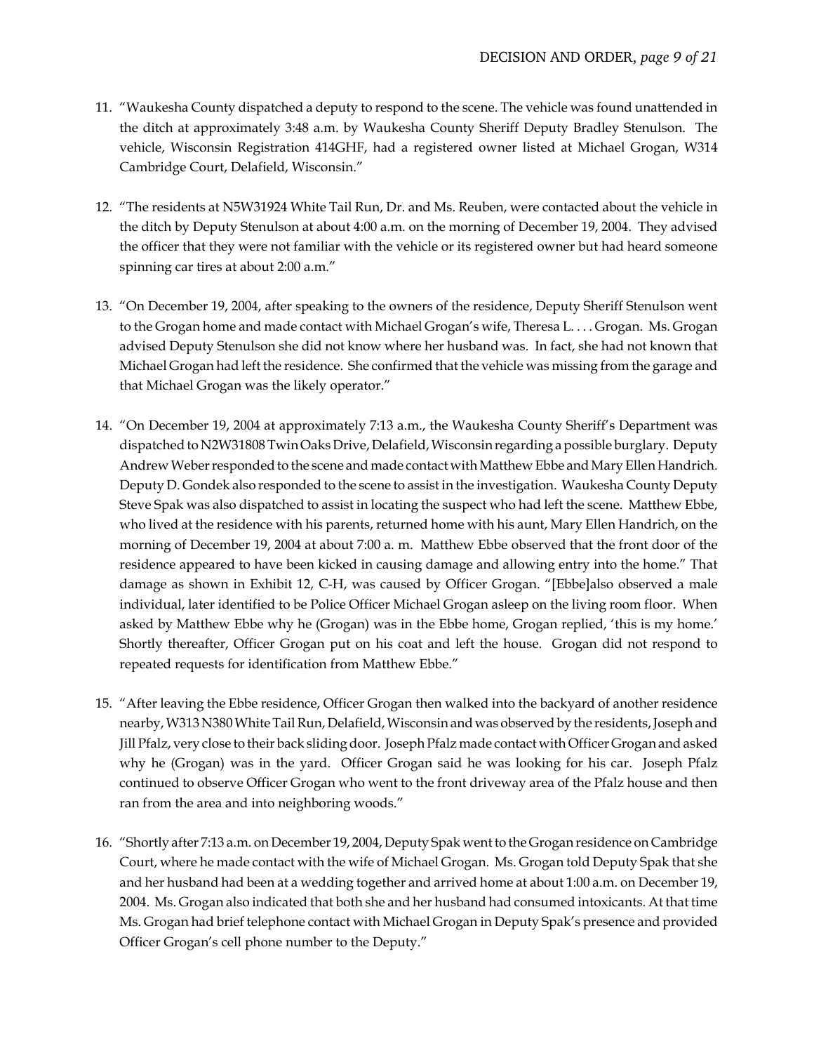11. "Waukesha County dispatched a deputy to respond to the scene. The vehicle was found unattended in the ditch at approximately 3:48 a.m. by Waukesha County Sheriff Deputy Bradley Stenulson. The vehicle, Wisconsin Registration 414GHF, had a registered owner listed at Michael Grogan, W314 Cambridge Court, Delafield, Wisconsin."

12. "The residents at N5W31924 White Tail Run, Dr. and Ms. Reuben, were contacted about the vehicle in the ditch by Deputy Stenulson at about 4:00 a.m. on the morning of December 19, 2004. They advised the officer that they were not familiar with the vehicle or its registered owner but had heard someone spinning car tires at about 2:00 a.m."

13. "On December 19, 2004, after speaking to the owners of the residence, Deputy Sheriff Stenulson went to the Grogan home and made contact with Michael Grogan's wife, Theresa L. . . . Grogan. Ms. Grogan advised Deputy Stenulson she did not know where her husband was. In fact, she had not known that Michael Grogan had left the residence. She confirmed that the vehicle was missing from the garage and that Michael Grogan was the likely operator."

14. "On December 19, 2004 at approximately 7:13 a.m., the Waukesha County Sheriff's Department was dispatched to N2W31808 Twin Oaks Drive, Delafield, Wisconsin regarding a possible burglary. Deputy Andrew Weber responded to the scene and made contact with Matthew Ebbe and Mary Ellen Handrich. Deputy D. Gondek also responded to the scene to assist in the investigation. Waukesha County Deputy Steve Spak was also dispatched to assist in locating the suspect who had left the scene. Matthew Ebbe, who lived at the residence with his parents, returned home with his aunt, Mary Ellen Handrich, on the morning of December 19, 2004 at about 7:00 a. m. Matthew Ebbe observed that the front door of the residence appeared to have been kicked in causing damage and allowing entry into the home." That damage as shown in Exhibit 12, C-H, was caused by Officer Grogan. "[Ebbe]also observed a male individual, later identified to be Police Officer Michael Grogan asleep on the living room floor. When asked by Matthew Ebbe why he (Grogan) was in the Ebbe home, Grogan replied, 'this is my home.' Shortly thereafter, Officer Grogan put on his coat and left the house. Grogan did not respond to repeated requests for identification from Matthew Ebbe."

15. "After leaving the Ebbe residence, Officer Grogan then walked into the backyard of another residence nearby, W313 N380 White Tail Run, Delafield, Wisconsin and was observed by the residents, Joseph and Jill Pfalz, very close to their back sliding door. Joseph Pfalz made contact with Officer Grogan and asked why he (Grogan) was in the yard. Officer Grogan said he was looking for his car. Joseph Pfalz continued to observe Officer Grogan who went to the front driveway area of the Pfalz house and then ran from the area and into neighboring woods."

16. "Shortly after 7:13 a.m. on December 19, 2004, Deputy Spak went to the Grogan residence on Cambridge Court, where he made contact with the wife of Michael Grogan. Ms. Grogan told Deputy Spak that she and her husband had been at a wedding together and arrived home at about 1:00 a.m. on December 19, 2004. Ms. Grogan also indicated that both she and her husband had consumed intoxicants. At that time Ms. Grogan had brief telephone contact with Michael Grogan in Deputy Spak's presence and provided Officer Grogan's cell phone number to the Deputy."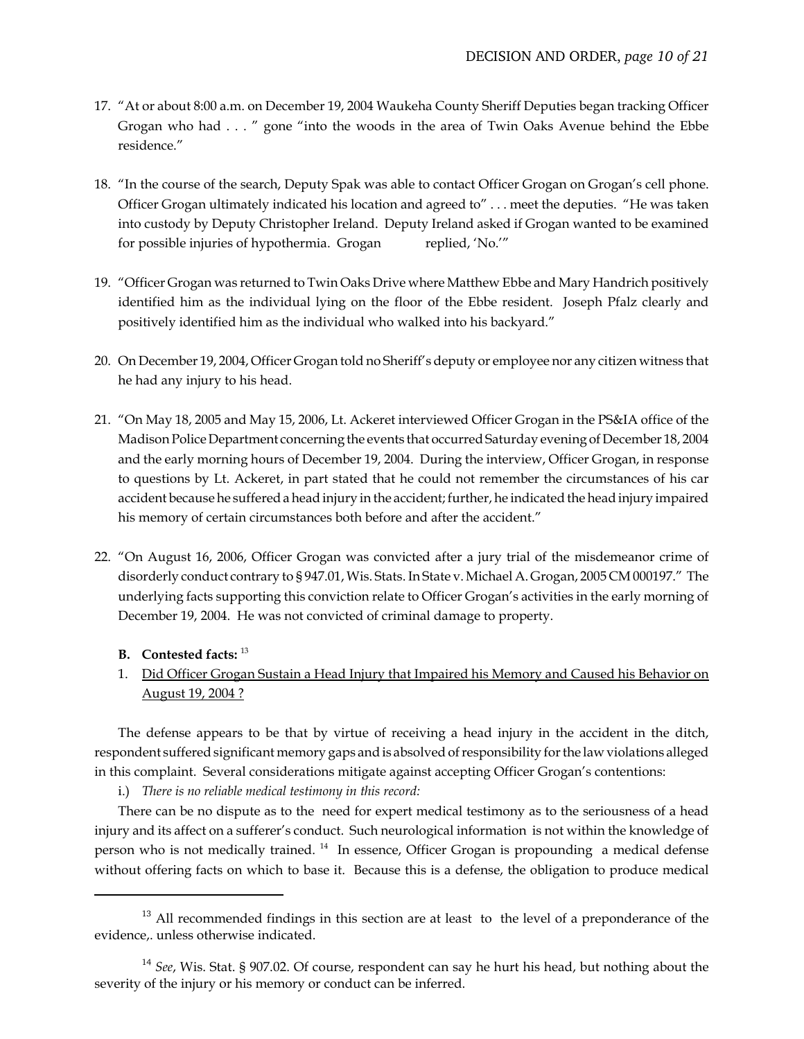17. "At or about 8:00 a.m. on December 19, 2004 Waukeha County Sheriff Deputies began tracking Officer Grogan who had . . . " gone "into the woods in the area of Twin Oaks Avenue behind the Ebbe residence."

18. "In the course of the search, Deputy Spak was able to contact Officer Grogan on Grogan's cell phone. Officer Grogan ultimately indicated his location and agreed to" . . . meet the deputies. "He was taken into custody by Deputy Christopher Ireland. Deputy Ireland asked if Grogan wanted to be examined for possible injuries of hypothermia. Grogan replied, 'No.'"

19. "Officer Grogan was returned to Twin Oaks Drive where Matthew Ebbe and Mary Handrich positively identified him as the individual lying on the floor of the Ebbe resident. Joseph Pfalz clearly and positively identified him as the individual who walked into his backyard."

20. On December 19, 2004, Officer Grogan told no Sheriff's deputy or employee nor any citizen witness that he had any injury to his head.

21. "On May 18, 2005 and May 15, 2006, Lt. Ackeret interviewed Officer Grogan in the PS&IA office of the Madison Police Department concerning the events that occurred Saturday evening of December 18, 2004 and the early morning hours of December 19, 2004. During the interview, Officer Grogan, in response to questions by Lt. Ackeret, in part stated that he could not remember the circumstances of his car accident because he suffered a head injury in the accident; further, he indicated the head injury impaired his memory of certain circumstances both before and after the accident."

22. "On August 16, 2006, Officer Grogan was convicted after a jury trial of the misdemeanor crime of disorderly conduct contrary to § 947.01, Wis. Stats. In State v. Michael A. Grogan, 2005 CM 000197." The underlying facts supporting this conviction relate to Officer Grogan's activities in the early morning of December 19, 2004. He was not convicted of criminal damage to property.

**B. Contested facts:** [13]

1. Did Officer Grogan Sustain a Head Injury that Impaired his Memory and Caused his Behavior on August 19, 2004 ?

The defense appears to be that by virtue of receiving a head injury in the accident in the ditch, respondent suffered significant memory gaps and is absolved of responsibility for the law violations alleged in this complaint. Several considerations mitigate against accepting Officer Grogan's contentions:

i.) *There is no reliable medical testimony in this record:*

There can be no dispute as to the need for expert medical testimony as to the seriousness of a head injury and its affect on a sufferer's conduct. Such neurological information is not within the knowledge of person who is not medically trained. [14] In essence, Officer Grogan is propounding a medical defense without offering facts on which to base it. Because this is a defense, the obligation to produce medical

---

[13] All recommended findings in this section are at least to the level of a preponderance of the evidence,. unless otherwise indicated.

[14] *See*, Wis. Stat. § 907.02. Of course, respondent can say he hurt his head, but nothing about the severity of the injury or his memory or conduct can be inferred.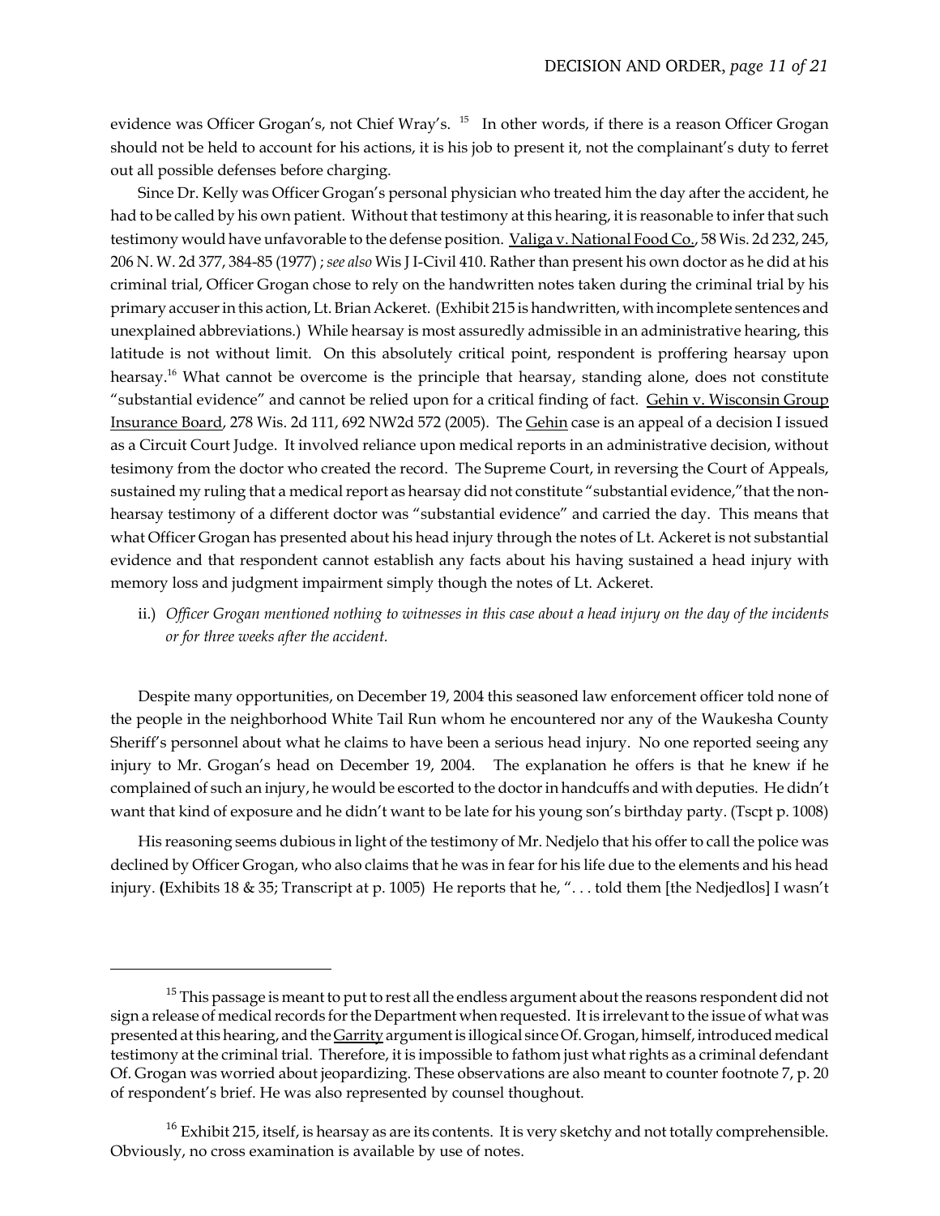evidence was Officer Grogan's, not Chief Wray's. [15] In other words, if there is a reason Officer Grogan should not be held to account for his actions, it is his job to present it, not the complainant's duty to ferret out all possible defenses before charging.

Since Dr. Kelly was Officer Grogan's personal physician who treated him the day after the accident, he had to be called by his own patient. Without that testimony at this hearing, it is reasonable to infer that such testimony would have unfavorable to the defense position. Valiga v. National Food Co., 58 Wis. 2d 232, 245, 206 N. W. 2d 377, 384-85 (1977) ; *see also* Wis J I-Civil 410. Rather than present his own doctor as he did at his criminal trial, Officer Grogan chose to rely on the handwritten notes taken during the criminal trial by his primary accuser in this action, Lt. Brian Ackeret. (Exhibit 215 is handwritten, with incomplete sentences and unexplained abbreviations.) While hearsay is most assuredly admissible in an administrative hearing, this latitude is not without limit. On this absolutely critical point, respondent is proffering hearsay upon hearsay.[16] What cannot be overcome is the principle that hearsay, standing alone, does not constitute "substantial evidence" and cannot be relied upon for a critical finding of fact. Gehin v. Wisconsin Group Insurance Board, 278 Wis. 2d 111, 692 NW2d 572 (2005). The Gehin case is an appeal of a decision I issued as a Circuit Court Judge. It involved reliance upon medical reports in an administrative decision, without tesimony from the doctor who created the record. The Supreme Court, in reversing the Court of Appeals, sustained my ruling that a medical report as hearsay did not constitute "substantial evidence,"that the non-hearsay testimony of a different doctor was "substantial evidence" and carried the day. This means that what Officer Grogan has presented about his head injury through the notes of Lt. Ackeret is not substantial evidence and that respondent cannot establish any facts about his having sustained a head injury with memory loss and judgment impairment simply though the notes of Lt. Ackeret.

ii.) *Officer Grogan mentioned nothing to witnesses in this case about a head injury on the day of the incidents or for three weeks after the accident.*

Despite many opportunities, on December 19, 2004 this seasoned law enforcement officer told none of the people in the neighborhood White Tail Run whom he encountered nor any of the Waukesha County Sheriff's personnel about what he claims to have been a serious head injury. No one reported seeing any injury to Mr. Grogan's head on December 19, 2004. The explanation he offers is that he knew if he complained of such an injury, he would be escorted to the doctor in handcuffs and with deputies. He didn't want that kind of exposure and he didn't want to be late for his young son's birthday party. (Tscpt p. 1008)

His reasoning seems dubious in light of the testimony of Mr. Nedjelo that his offer to call the police was declined by Officer Grogan, who also claims that he was in fear for his life due to the elements and his head injury. (Exhibits 18 & 35; Transcript at p. 1005) He reports that he, ". . . told them [the Nedjedlos] I wasn't

---

[15] This passage is meant to put to rest all the endless argument about the reasons respondent did not sign a release of medical records for the Department when requested. It is irrelevant to the issue of what was presented at this hearing, and the Garrity argument is illogical since Of. Grogan, himself, introduced medical testimony at the criminal trial. Therefore, it is impossible to fathom just what rights as a criminal defendant Of. Grogan was worried about jeopardizing. These observations are also meant to counter footnote 7, p. 20 of respondent's brief. He was also represented by counsel thoughout.

[16] Exhibit 215, itself, is hearsay as are its contents. It is very sketchy and not totally comprehensible. Obviously, no cross examination is available by use of notes.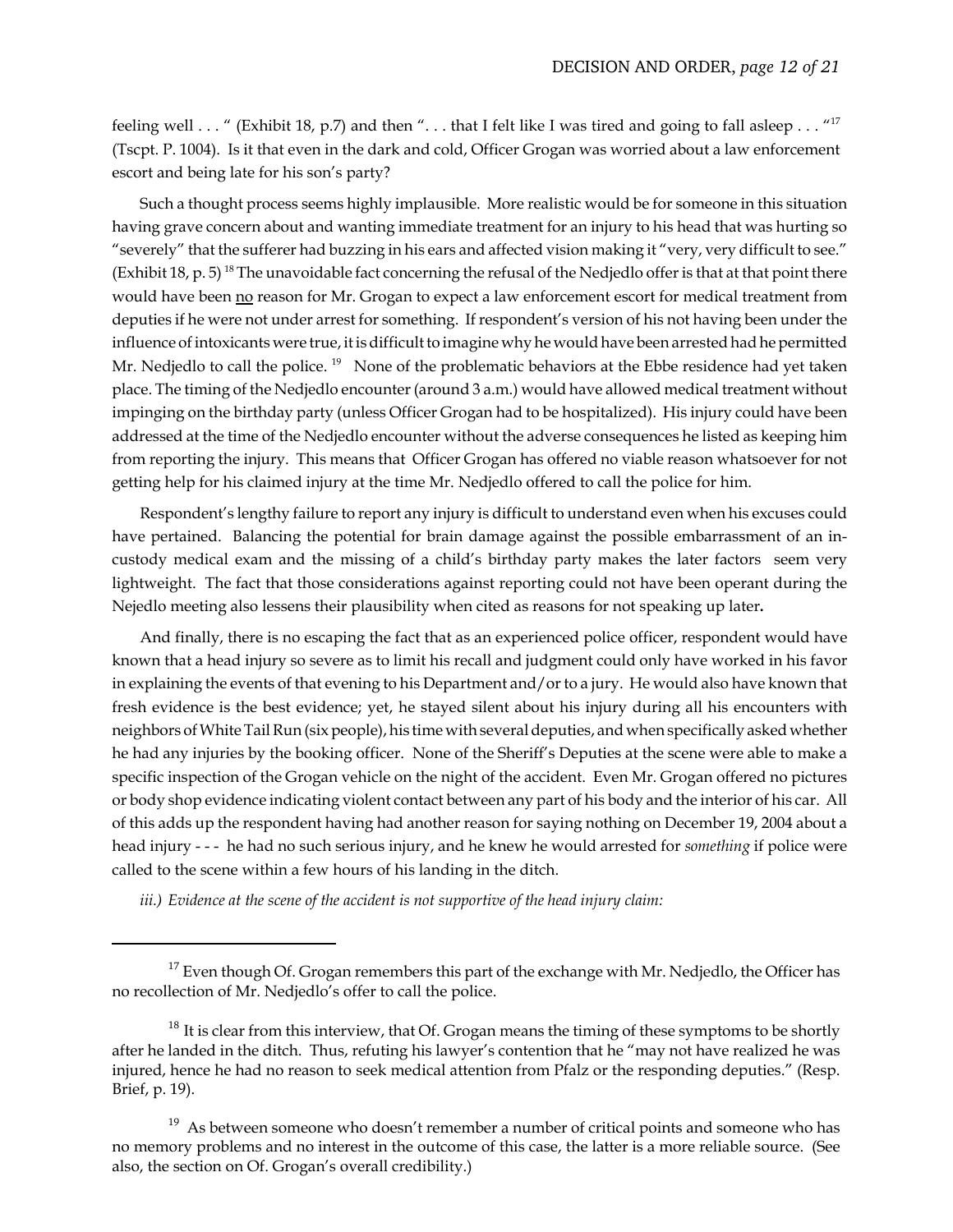feeling well . . . " (Exhibit 18, p.7) and then ". . . that I felt like I was tired and going to fall asleep . . . "[17] (Tscpt. P. 1004). Is it that even in the dark and cold, Officer Grogan was worried about a law enforcement escort and being late for his son's party?

Such a thought process seems highly implausible. More realistic would be for someone in this situation having grave concern about and wanting immediate treatment for an injury to his head that was hurting so "severely" that the sufferer had buzzing in his ears and affected vision making it "very, very difficult to see." (Exhibit 18, p. 5) [18] The unavoidable fact concerning the refusal of the Nedjedlo offer is that at that point there would have been <u>no</u> reason for Mr. Grogan to expect a law enforcement escort for medical treatment from deputies if he were not under arrest for something. If respondent's version of his not having been under the influence of intoxicants were true, it is difficult to imagine why he would have been arrested had he permitted Mr. Nedjedlo to call the police. [19] None of the problematic behaviors at the Ebbe residence had yet taken place. The timing of the Nedjedlo encounter (around 3 a.m.) would have allowed medical treatment without impinging on the birthday party (unless Officer Grogan had to be hospitalized). His injury could have been addressed at the time of the Nedjedlo encounter without the adverse consequences he listed as keeping him from reporting the injury. This means that Officer Grogan has offered no viable reason whatsoever for not getting help for his claimed injury at the time Mr. Nedjedlo offered to call the police for him.

Respondent's lengthy failure to report any injury is difficult to understand even when his excuses could have pertained. Balancing the potential for brain damage against the possible embarrassment of an in-custody medical exam and the missing of a child's birthday party makes the later factors seem very lightweight. The fact that those considerations against reporting could not have been operant during the Nejedlo meeting also lessens their plausibility when cited as reasons for not speaking up later**.**

And finally, there is no escaping the fact that as an experienced police officer, respondent would have known that a head injury so severe as to limit his recall and judgment could only have worked in his favor in explaining the events of that evening to his Department and/or to a jury. He would also have known that fresh evidence is the best evidence; yet, he stayed silent about his injury during all his encounters with neighbors of White Tail Run (six people), his time with several deputies, and when specifically asked whether he had any injuries by the booking officer. None of the Sheriff's Deputies at the scene were able to make a specific inspection of the Grogan vehicle on the night of the accident. Even Mr. Grogan offered no pictures or body shop evidence indicating violent contact between any part of his body and the interior of his car. All of this adds up the respondent having had another reason for saying nothing on December 19, 2004 about a head injury - - - he had no such serious injury, and he knew he would arrested for *something* if police were called to the scene within a few hours of his landing in the ditch.

*iii.) Evidence at the scene of the accident is not supportive of the head injury claim:*

---

[17] Even though Of. Grogan remembers this part of the exchange with Mr. Nedjedlo, the Officer has no recollection of Mr. Nedjedlo's offer to call the police.

[18] It is clear from this interview, that Of. Grogan means the timing of these symptoms to be shortly after he landed in the ditch. Thus, refuting his lawyer's contention that he "may not have realized he was injured, hence he had no reason to seek medical attention from Pfalz or the responding deputies." (Resp. Brief, p. 19).

[19] As between someone who doesn't remember a number of critical points and someone who has no memory problems and no interest in the outcome of this case, the latter is a more reliable source. (See also, the section on Of. Grogan's overall credibility.)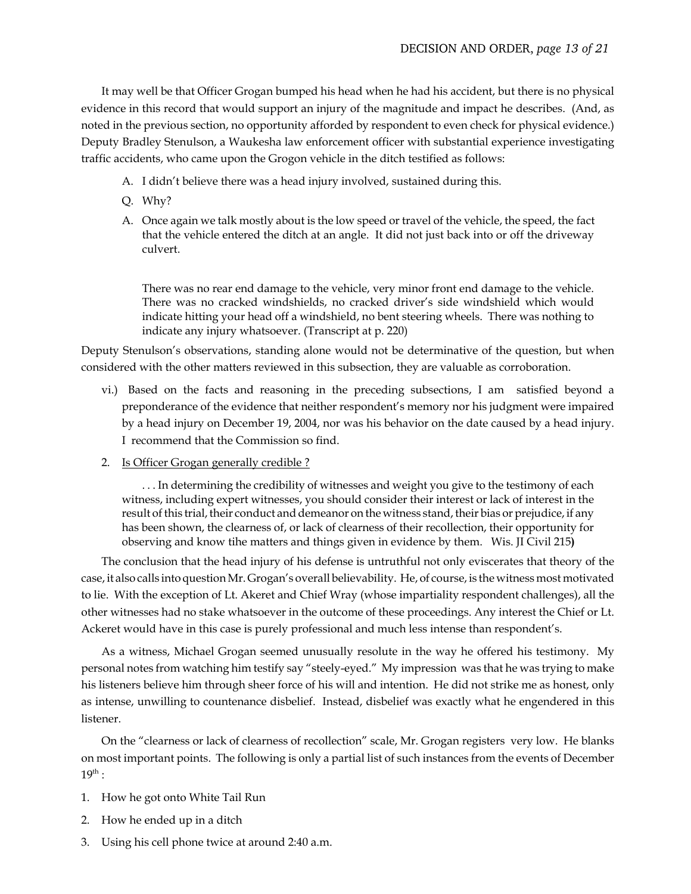It may well be that Officer Grogan bumped his head when he had his accident, but there is no physical evidence in this record that would support an injury of the magnitude and impact he describes. (And, as noted in the previous section, no opportunity afforded by respondent to even check for physical evidence.) Deputy Bradley Stenulson, a Waukesha law enforcement officer with substantial experience investigating traffic accidents, who came upon the Grogon vehicle in the ditch testified as follows:

> A. I didn't believe there was a head injury involved, sustained during this.
>
> Q. Why?
>
> A. Once again we talk mostly about is the low speed or travel of the vehicle, the speed, the fact that the vehicle entered the ditch at an angle. It did not just back into or off the driveway culvert.
>
> There was no rear end damage to the vehicle, very minor front end damage to the vehicle. There was no cracked windshields, no cracked driver's side windshield which would indicate hitting your head off a windshield, no bent steering wheels. There was nothing to indicate any injury whatsoever. (Transcript at p. 220)

Deputy Stenulson's observations, standing alone would not be determinative of the question, but when considered with the other matters reviewed in this subsection, they are valuable as corroboration.

vi.) Based on the facts and reasoning in the preceding subsections, I am satisfied beyond a preponderance of the evidence that neither respondent's memory nor his judgment were impaired by a head injury on December 19, 2004, nor was his behavior on the date caused by a head injury. I recommend that the Commission so find.

2. <u>Is Officer Grogan generally credible ?</u>

> . . . In determining the credibility of witnesses and weight you give to the testimony of each witness, including expert witnesses, you should consider their interest or lack of interest in the result of this trial, their conduct and demeanor on the witness stand, their bias or prejudice, if any has been shown, the clearness of, or lack of clearness of their recollection, their opportunity for observing and know tihe matters and things given in evidence by them. Wis. JI Civil 215**)**

The conclusion that the head injury of his defense is untruthful not only eviscerates that theory of the case, it also calls into question Mr. Grogan's overall believability. He, of course, is the witness most motivated to lie. With the exception of Lt. Akeret and Chief Wray (whose impartiality respondent challenges), all the other witnesses had no stake whatsoever in the outcome of these proceedings. Any interest the Chief or Lt. Ackeret would have in this case is purely professional and much less intense than respondent's.

As a witness, Michael Grogan seemed unusually resolute in the way he offered his testimony. My personal notes from watching him testify say "steely-eyed." My impression was that he was trying to make his listeners believe him through sheer force of his will and intention. He did not strike me as honest, only as intense, unwilling to countenance disbelief. Instead, disbelief was exactly what he engendered in this listener.

On the "clearness or lack of clearness of recollection" scale, Mr. Grogan registers very low. He blanks on most important points. The following is only a partial list of such instances from the events of December 19th :

1. How he got onto White Tail Run
2. How he ended up in a ditch
3. Using his cell phone twice at around 2:40 a.m.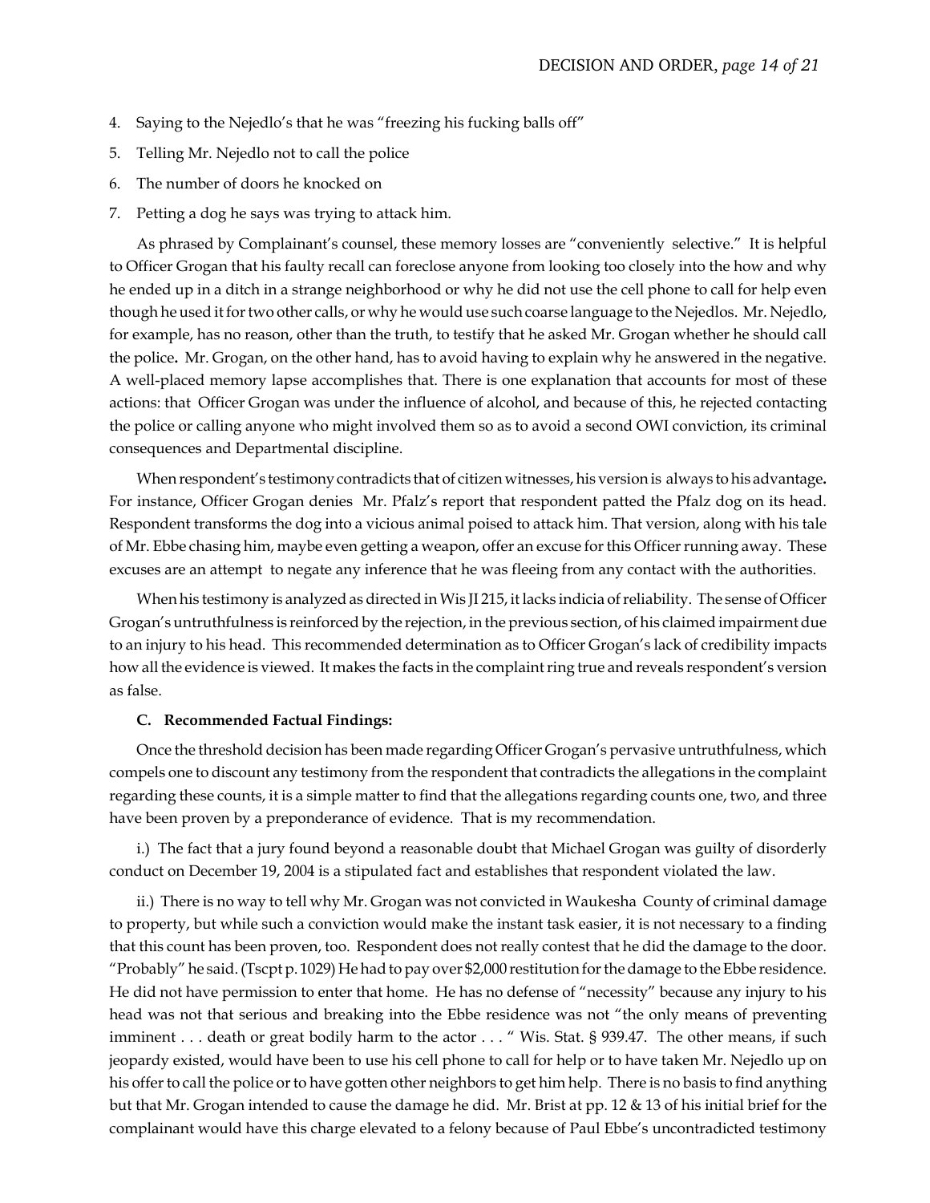4. Saying to the Nejedlo's that he was "freezing his fucking balls off"
5. Telling Mr. Nejedlo not to call the police
6. The number of doors he knocked on
7. Petting a dog he says was trying to attack him.

As phrased by Complainant's counsel, these memory losses are "conveniently selective." It is helpful to Officer Grogan that his faulty recall can foreclose anyone from looking too closely into the how and why he ended up in a ditch in a strange neighborhood or why he did not use the cell phone to call for help even though he used it for two other calls, or why he would use such coarse language to the Nejedlos. Mr. Nejedlo, for example, has no reason, other than the truth, to testify that he asked Mr. Grogan whether he should call the police**.** Mr. Grogan, on the other hand, has to avoid having to explain why he answered in the negative. A well-placed memory lapse accomplishes that. There is one explanation that accounts for most of these actions: that Officer Grogan was under the influence of alcohol, and because of this, he rejected contacting the police or calling anyone who might involved them so as to avoid a second OWI conviction, its criminal consequences and Departmental discipline.

When respondent's testimony contradicts that of citizen witnesses, his version is always to his advantage**.** For instance, Officer Grogan denies Mr. Pfalz's report that respondent patted the Pfalz dog on its head. Respondent transforms the dog into a vicious animal poised to attack him. That version, along with his tale of Mr. Ebbe chasing him, maybe even getting a weapon, offer an excuse for this Officer running away. These excuses are an attempt to negate any inference that he was fleeing from any contact with the authorities.

When his testimony is analyzed as directed in Wis JI 215, it lacks indicia of reliability. The sense of Officer Grogan's untruthfulness is reinforced by the rejection, in the previous section, of his claimed impairment due to an injury to his head. This recommended determination as to Officer Grogan's lack of credibility impacts how all the evidence is viewed. It makes the facts in the complaint ring true and reveals respondent's version as false.

**C. Recommended Factual Findings:**

Once the threshold decision has been made regarding Officer Grogan's pervasive untruthfulness, which compels one to discount any testimony from the respondent that contradicts the allegations in the complaint regarding these counts, it is a simple matter to find that the allegations regarding counts one, two, and three have been proven by a preponderance of evidence. That is my recommendation.

i.) The fact that a jury found beyond a reasonable doubt that Michael Grogan was guilty of disorderly conduct on December 19, 2004 is a stipulated fact and establishes that respondent violated the law.

ii.) There is no way to tell why Mr. Grogan was not convicted in Waukesha County of criminal damage to property, but while such a conviction would make the instant task easier, it is not necessary to a finding that this count has been proven, too. Respondent does not really contest that he did the damage to the door. "Probably" he said. (Tscpt p. 1029) He had to pay over $2,000 restitution for the damage to the Ebbe residence. He did not have permission to enter that home. He has no defense of "necessity" because any injury to his head was not that serious and breaking into the Ebbe residence was not "the only means of preventing imminent . . . death or great bodily harm to the actor . . . " Wis. Stat. § 939.47. The other means, if such jeopardy existed, would have been to use his cell phone to call for help or to have taken Mr. Nejedlo up on his offer to call the police or to have gotten other neighbors to get him help. There is no basis to find anything but that Mr. Grogan intended to cause the damage he did. Mr. Brist at pp. 12 & 13 of his initial brief for the complainant would have this charge elevated to a felony because of Paul Ebbe's uncontradicted testimony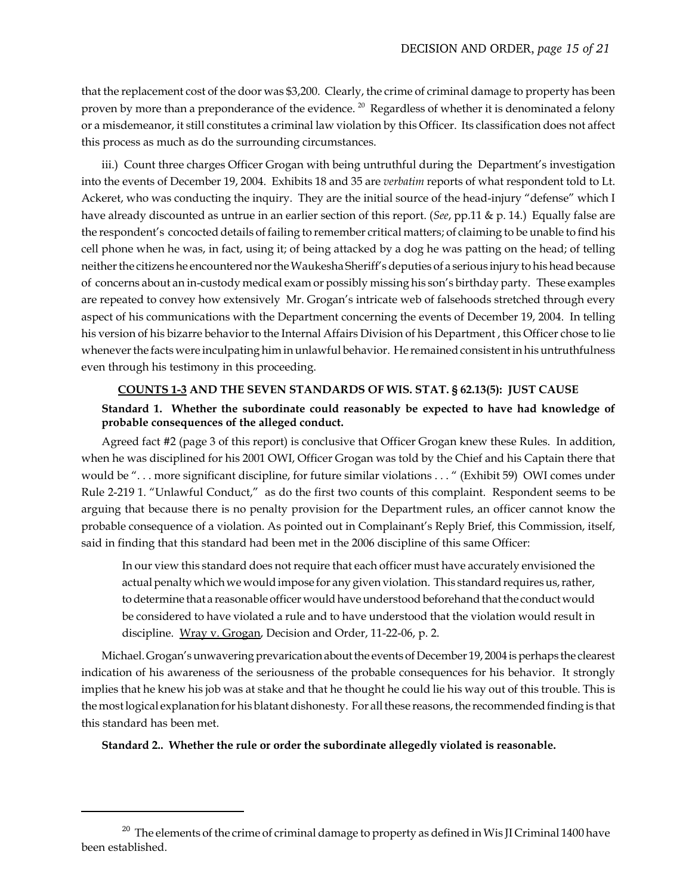that the replacement cost of the door was $3,200. Clearly, the crime of criminal damage to property has been proven by more than a preponderance of the evidence. [20] Regardless of whether it is denominated a felony or a misdemeanor, it still constitutes a criminal law violation by this Officer. Its classification does not affect this process as much as do the surrounding circumstances.

iii.) Count three charges Officer Grogan with being untruthful during the Department's investigation into the events of December 19, 2004. Exhibits 18 and 35 are *verbatim* reports of what respondent told to Lt. Ackeret, who was conducting the inquiry. They are the initial source of the head-injury "defense" which I have already discounted as untrue in an earlier section of this report. (*See*, pp.11 & p. 14.) Equally false are the respondent's concocted details of failing to remember critical matters; of claiming to be unable to find his cell phone when he was, in fact, using it; of being attacked by a dog he was patting on the head; of telling neither the citizens he encountered nor the Waukesha Sheriff's deputies of a serious injury to his head because of concerns about an in-custody medical exam or possibly missing his son's birthday party. These examples are repeated to convey how extensively Mr. Grogan's intricate web of falsehoods stretched through every aspect of his communications with the Department concerning the events of December 19, 2004. In telling his version of his bizarre behavior to the Internal Affairs Division of his Department , this Officer chose to lie whenever the facts were inculpating him in unlawful behavior. He remained consistent in his untruthfulness even through his testimony in this proceeding.

**<u>COUNTS 1-3</u> AND THE SEVEN STANDARDS OF WIS. STAT. § 62.13(5): JUST CAUSE**

**Standard 1. Whether the subordinate could reasonably be expected to have had knowledge of probable consequences of the alleged conduct.**

Agreed fact #2 (page 3 of this report) is conclusive that Officer Grogan knew these Rules. In addition, when he was disciplined for his 2001 OWI, Officer Grogan was told by the Chief and his Captain there that would be ". . . more significant discipline, for future similar violations . . . " (Exhibit 59) OWI comes under Rule 2-219 1. "Unlawful Conduct," as do the first two counts of this complaint. Respondent seems to be arguing that because there is no penalty provision for the Department rules, an officer cannot know the probable consequence of a violation. As pointed out in Complainant's Reply Brief, this Commission, itself, said in finding that this standard had been met in the 2006 discipline of this same Officer:

> In our view this standard does not require that each officer must have accurately envisioned the actual penalty which we would impose for any given violation. This standard requires us, rather, to determine that a reasonable officer would have understood beforehand that the conduct would be considered to have violated a rule and to have understood that the violation would result in discipline. <u>Wray v. Grogan</u>, Decision and Order, 11-22-06, p. 2.

Michael. Grogan's unwavering prevarication about the events of December 19, 2004 is perhaps the clearest indication of his awareness of the seriousness of the probable consequences for his behavior. It strongly implies that he knew his job was at stake and that he thought he could lie his way out of this trouble. This is the most logical explanation for his blatant dishonesty. For all these reasons, the recommended finding is that this standard has been met.

**Standard 2.. Whether the rule or order the subordinate allegedly violated is reasonable.**

---

[20] The elements of the crime of criminal damage to property as defined in Wis JI Criminal 1400 have been established.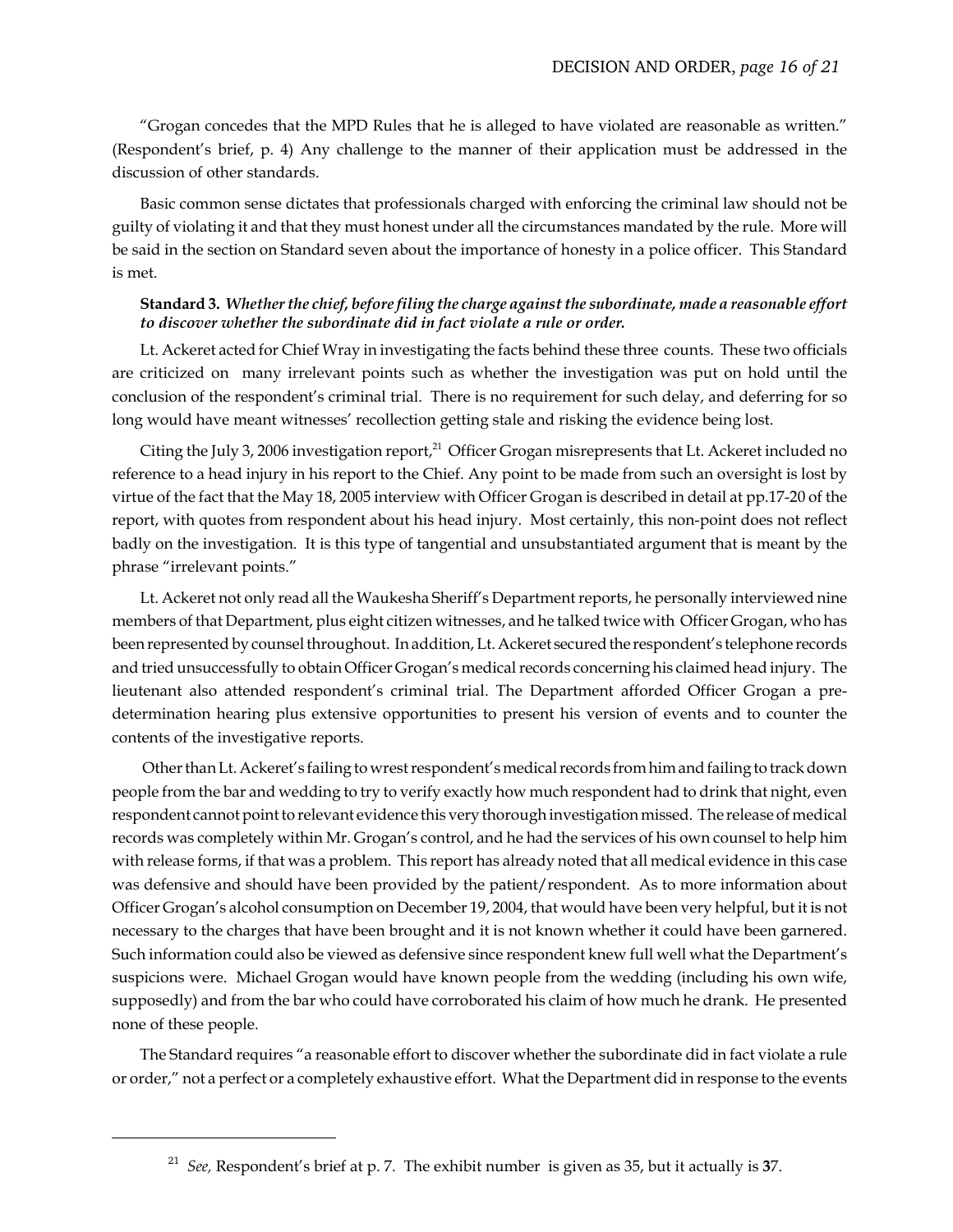"Grogan concedes that the MPD Rules that he is alleged to have violated are reasonable as written." (Respondent's brief, p. 4) Any challenge to the manner of their application must be addressed in the discussion of other standards.

Basic common sense dictates that professionals charged with enforcing the criminal law should not be guilty of violating it and that they must honest under all the circumstances mandated by the rule. More will be said in the section on Standard seven about the importance of honesty in a police officer. This Standard is met.

**Standard 3.** ***Whether the chief, before filing the charge against the subordinate, made a reasonable effort to discover whether the subordinate did in fact violate a rule or order.***

Lt. Ackeret acted for Chief Wray in investigating the facts behind these three counts. These two officials are criticized on many irrelevant points such as whether the investigation was put on hold until the conclusion of the respondent's criminal trial. There is no requirement for such delay, and deferring for so long would have meant witnesses' recollection getting stale and risking the evidence being lost.

Citing the July 3, 2006 investigation report,[21] Officer Grogan misrepresents that Lt. Ackeret included no reference to a head injury in his report to the Chief. Any point to be made from such an oversight is lost by virtue of the fact that the May 18, 2005 interview with Officer Grogan is described in detail at pp.17-20 of the report, with quotes from respondent about his head injury. Most certainly, this non-point does not reflect badly on the investigation. It is this type of tangential and unsubstantiated argument that is meant by the phrase "irrelevant points."

Lt. Ackeret not only read all the Waukesha Sheriff's Department reports, he personally interviewed nine members of that Department, plus eight citizen witnesses, and he talked twice with Officer Grogan, who has been represented by counsel throughout. In addition, Lt. Ackeret secured the respondent's telephone records and tried unsuccessfully to obtain Officer Grogan's medical records concerning his claimed head injury. The lieutenant also attended respondent's criminal trial. The Department afforded Officer Grogan a pre-determination hearing plus extensive opportunities to present his version of events and to counter the contents of the investigative reports.

Other than Lt. Ackeret's failing to wrest respondent's medical records from him and failing to track down people from the bar and wedding to try to verify exactly how much respondent had to drink that night, even respondent cannot point to relevant evidence this very thorough investigation missed. The release of medical records was completely within Mr. Grogan's control, and he had the services of his own counsel to help him with release forms, if that was a problem. This report has already noted that all medical evidence in this case was defensive and should have been provided by the patient/respondent. As to more information about Officer Grogan's alcohol consumption on December 19, 2004, that would have been very helpful, but it is not necessary to the charges that have been brought and it is not known whether it could have been garnered. Such information could also be viewed as defensive since respondent knew full well what the Department's suspicions were. Michael Grogan would have known people from the wedding (including his own wife, supposedly) and from the bar who could have corroborated his claim of how much he drank. He presented none of these people.

The Standard requires "a reasonable effort to discover whether the subordinate did in fact violate a rule or order," not a perfect or a completely exhaustive effort. What the Department did in response to the events

[21] *See,* Respondent's brief at p. 7. The exhibit number is given as 35, but it actually is **37**.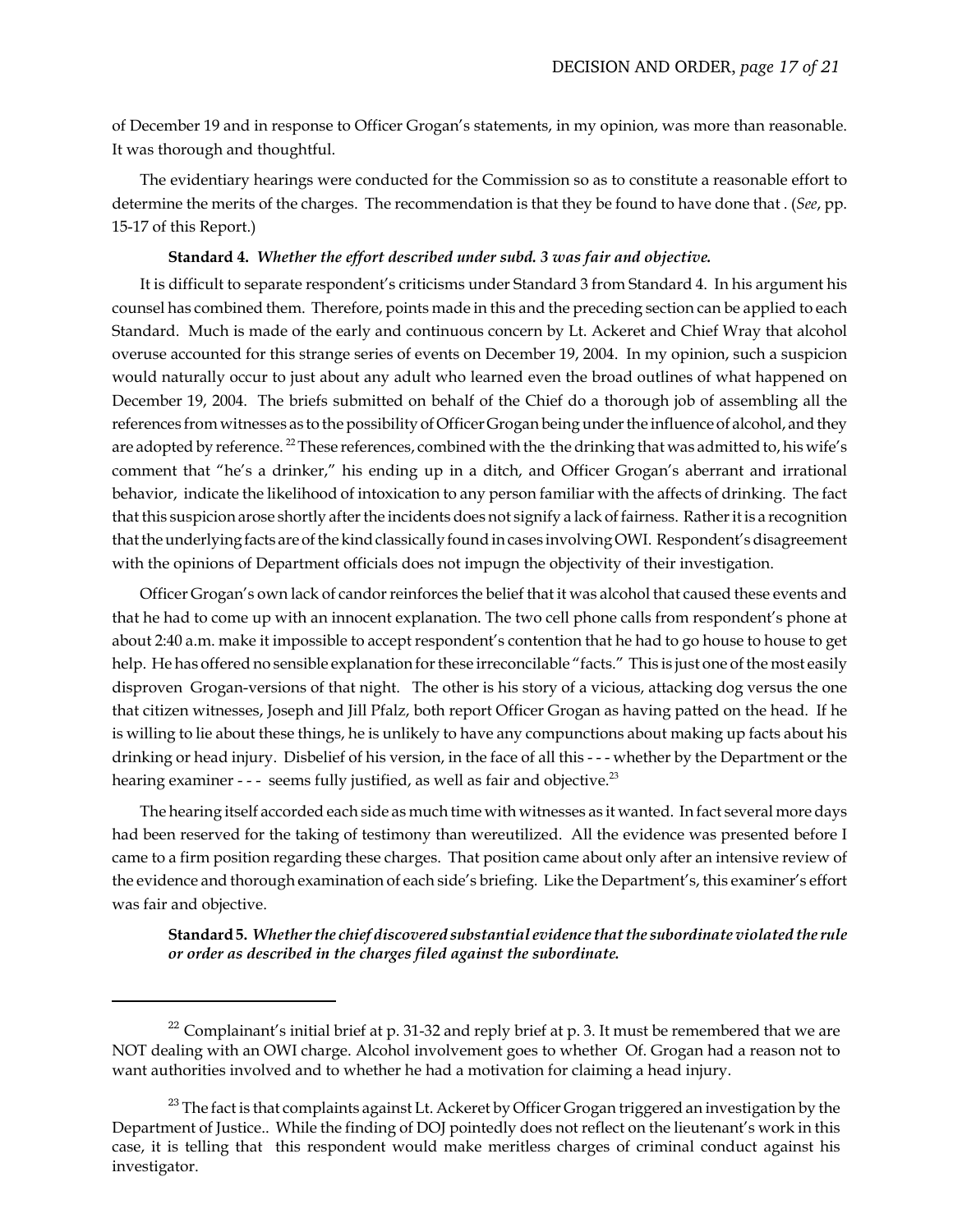of December 19 and in response to Officer Grogan's statements, in my opinion, was more than reasonable. It was thorough and thoughtful.

The evidentiary hearings were conducted for the Commission so as to constitute a reasonable effort to determine the merits of the charges. The recommendation is that they be found to have done that . (*See*, pp. 15-17 of this Report.)

**Standard 4.** ***Whether the effort described under subd. 3 was fair and objective.***

It is difficult to separate respondent's criticisms under Standard 3 from Standard 4. In his argument his counsel has combined them. Therefore, points made in this and the preceding section can be applied to each Standard. Much is made of the early and continuous concern by Lt. Ackeret and Chief Wray that alcohol overuse accounted for this strange series of events on December 19, 2004. In my opinion, such a suspicion would naturally occur to just about any adult who learned even the broad outlines of what happened on December 19, 2004. The briefs submitted on behalf of the Chief do a thorough job of assembling all the references from witnesses as to the possibility of Officer Grogan being under the influence of alcohol, and they are adopted by reference. [22] These references, combined with the the drinking that was admitted to, his wife's comment that "he's a drinker," his ending up in a ditch, and Officer Grogan's aberrant and irrational behavior, indicate the likelihood of intoxication to any person familiar with the affects of drinking. The fact that this suspicion arose shortly after the incidents does not signify a lack of fairness. Rather it is a recognition that the underlying facts are of the kind classically found in cases involving OWI. Respondent's disagreement with the opinions of Department officials does not impugn the objectivity of their investigation.

Officer Grogan's own lack of candor reinforces the belief that it was alcohol that caused these events and that he had to come up with an innocent explanation. The two cell phone calls from respondent's phone at about 2:40 a.m. make it impossible to accept respondent's contention that he had to go house to house to get help. He has offered no sensible explanation for these irreconcilable "facts." This is just one of the most easily disproven Grogan-versions of that night. The other is his story of a vicious, attacking dog versus the one that citizen witnesses, Joseph and Jill Pfalz, both report Officer Grogan as having patted on the head. If he is willing to lie about these things, he is unlikely to have any compunctions about making up facts about his drinking or head injury. Disbelief of his version, in the face of all this - - - whether by the Department or the hearing examiner - - - seems fully justified, as well as fair and objective.[23]

The hearing itself accorded each side as much time with witnesses as it wanted. In fact several more days had been reserved for the taking of testimony than wereutilized. All the evidence was presented before I came to a firm position regarding these charges. That position came about only after an intensive review of the evidence and thorough examination of each side's briefing. Like the Department's, this examiner's effort was fair and objective.

**Standard 5.** ***Whether the chief discovered substantial evidence that the subordinate violated the rule or order as described in the charges filed against the subordinate.***

---

[22] Complainant's initial brief at p. 31-32 and reply brief at p. 3. It must be remembered that we are NOT dealing with an OWI charge. Alcohol involvement goes to whether Of. Grogan had a reason not to want authorities involved and to whether he had a motivation for claiming a head injury.

[23] The fact is that complaints against Lt. Ackeret by Officer Grogan triggered an investigation by the Department of Justice.. While the finding of DOJ pointedly does not reflect on the lieutenant's work in this case, it is telling that this respondent would make meritless charges of criminal conduct against his investigator.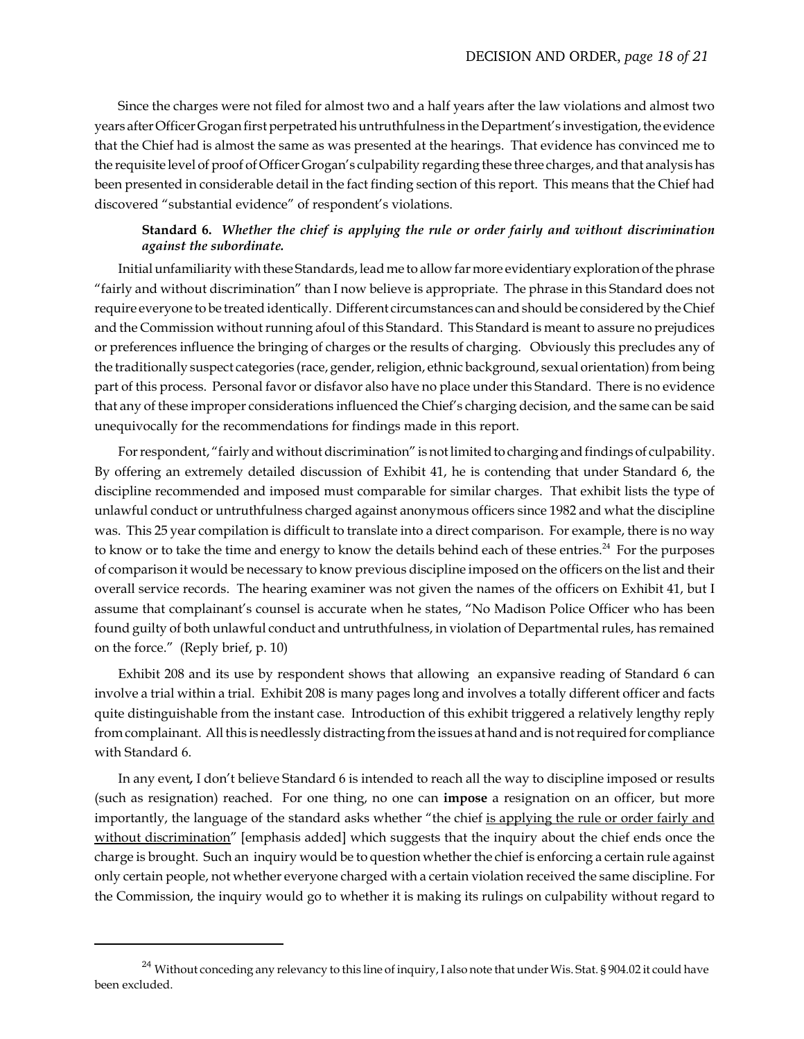Since the charges were not filed for almost two and a half years after the law violations and almost two years after Officer Grogan first perpetrated his untruthfulness in the Department's investigation, the evidence that the Chief had is almost the same as was presented at the hearings. That evidence has convinced me to the requisite level of proof of Officer Grogan's culpability regarding these three charges, and that analysis has been presented in considerable detail in the fact finding section of this report. This means that the Chief had discovered "substantial evidence" of respondent's violations.

**Standard 6.** ***Whether the chief is applying the rule or order fairly and without discrimination against the subordinate.***

Initial unfamiliarity with these Standards, lead me to allow far more evidentiary exploration of the phrase "fairly and without discrimination" than I now believe is appropriate. The phrase in this Standard does not require everyone to be treated identically. Different circumstances can and should be considered by the Chief and the Commission without running afoul of this Standard. This Standard is meant to assure no prejudices or preferences influence the bringing of charges or the results of charging. Obviously this precludes any of the traditionally suspect categories (race, gender, religion, ethnic background, sexual orientation) from being part of this process. Personal favor or disfavor also have no place under this Standard. There is no evidence that any of these improper considerations influenced the Chief's charging decision, and the same can be said unequivocally for the recommendations for findings made in this report.

For respondent, "fairly and without discrimination" is not limited to charging and findings of culpability. By offering an extremely detailed discussion of Exhibit 41, he is contending that under Standard 6, the discipline recommended and imposed must comparable for similar charges. That exhibit lists the type of unlawful conduct or untruthfulness charged against anonymous officers since 1982 and what the discipline was. This 25 year compilation is difficult to translate into a direct comparison. For example, there is no way to know or to take the time and energy to know the details behind each of these entries.[24] For the purposes of comparison it would be necessary to know previous discipline imposed on the officers on the list and their overall service records. The hearing examiner was not given the names of the officers on Exhibit 41, but I assume that complainant's counsel is accurate when he states, "No Madison Police Officer who has been found guilty of both unlawful conduct and untruthfulness, in violation of Departmental rules, has remained on the force." (Reply brief, p. 10)

Exhibit 208 and its use by respondent shows that allowing an expansive reading of Standard 6 can involve a trial within a trial. Exhibit 208 is many pages long and involves a totally different officer and facts quite distinguishable from the instant case. Introduction of this exhibit triggered a relatively lengthy reply from complainant. All this is needlessly distracting from the issues at hand and is not required for compliance with Standard 6.

In any event, I don't believe Standard 6 is intended to reach all the way to discipline imposed or results (such as resignation) reached. For one thing, no one can **impose** a resignation on an officer, but more importantly, the language of the standard asks whether "the chief <u>is applying the rule or order fairly and without discrimination</u>" [emphasis added] which suggests that the inquiry about the chief ends once the charge is brought. Such an inquiry would be to question whether the chief is enforcing a certain rule against only certain people, not whether everyone charged with a certain violation received the same discipline. For the Commission, the inquiry would go to whether it is making its rulings on culpability without regard to

---

[24] Without conceding any relevancy to this line of inquiry, I also note that under Wis. Stat. § 904.02 it could have been excluded.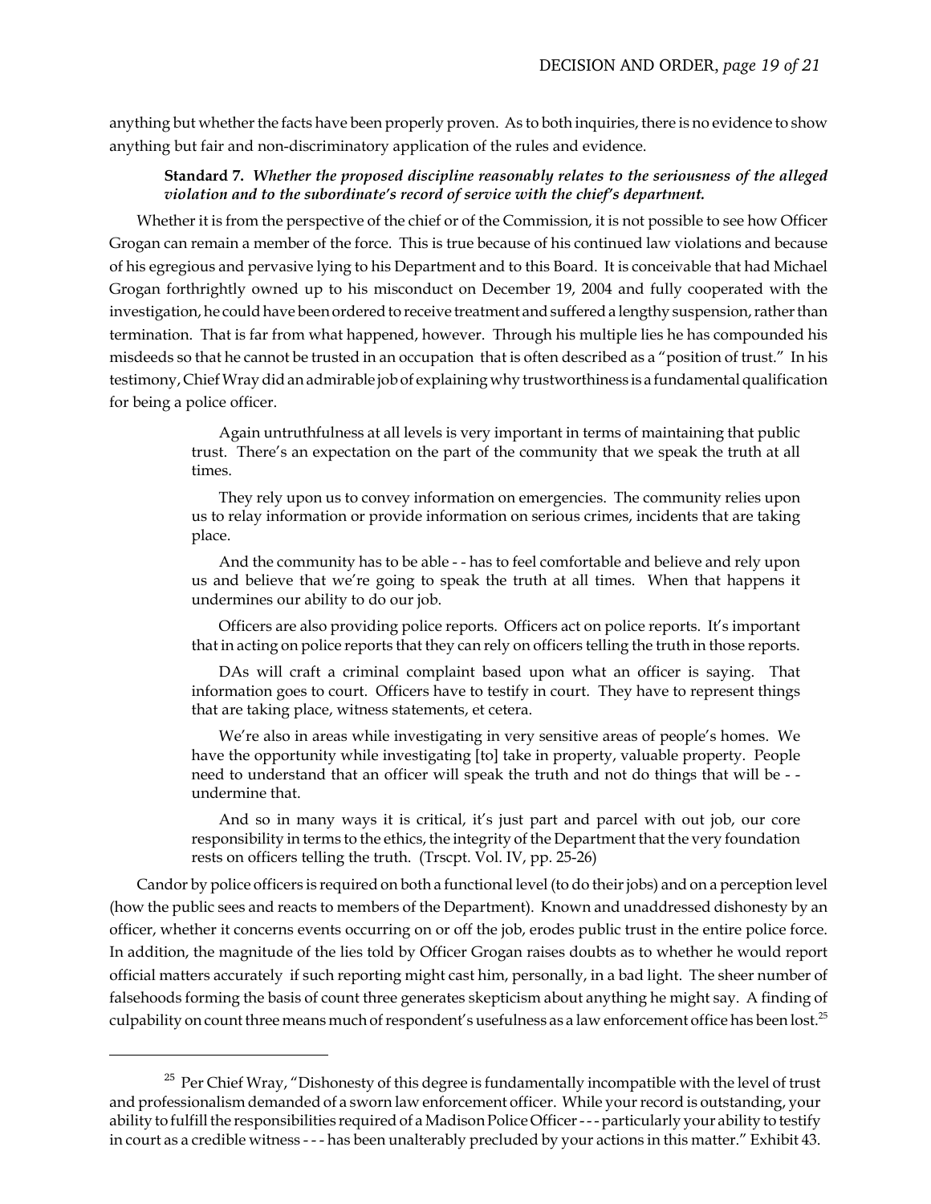anything but whether the facts have been properly proven. As to both inquiries, there is no evidence to show anything but fair and non-discriminatory application of the rules and evidence.

> **Standard 7.** ***Whether the proposed discipline reasonably relates to the seriousness of the alleged violation and to the subordinate's record of service with the chief's department.***

Whether it is from the perspective of the chief or of the Commission, it is not possible to see how Officer Grogan can remain a member of the force. This is true because of his continued law violations and because of his egregious and pervasive lying to his Department and to this Board. It is conceivable that had Michael Grogan forthrightly owned up to his misconduct on December 19, 2004 and fully cooperated with the investigation, he could have been ordered to receive treatment and suffered a lengthy suspension, rather than termination. That is far from what happened, however. Through his multiple lies he has compounded his misdeeds so that he cannot be trusted in an occupation that is often described as a "position of trust." In his testimony, Chief Wray did an admirable job of explaining why trustworthiness is a fundamental qualification for being a police officer.

> Again untruthfulness at all levels is very important in terms of maintaining that public trust. There's an expectation on the part of the community that we speak the truth at all times.
>
> They rely upon us to convey information on emergencies. The community relies upon us to relay information or provide information on serious crimes, incidents that are taking place.
>
> And the community has to be able - - has to feel comfortable and believe and rely upon us and believe that we're going to speak the truth at all times. When that happens it undermines our ability to do our job.
>
> Officers are also providing police reports. Officers act on police reports. It's important that in acting on police reports that they can rely on officers telling the truth in those reports.
>
> DAs will craft a criminal complaint based upon what an officer is saying. That information goes to court. Officers have to testify in court. They have to represent things that are taking place, witness statements, et cetera.
>
> We're also in areas while investigating in very sensitive areas of people's homes. We have the opportunity while investigating [to] take in property, valuable property. People need to understand that an officer will speak the truth and not do things that will be - - undermine that.
>
> And so in many ways it is critical, it's just part and parcel with out job, our core responsibility in terms to the ethics, the integrity of the Department that the very foundation rests on officers telling the truth. (Trscpt. Vol. IV, pp. 25-26)

Candor by police officers is required on both a functional level (to do their jobs) and on a perception level (how the public sees and reacts to members of the Department). Known and unaddressed dishonesty by an officer, whether it concerns events occurring on or off the job, erodes public trust in the entire police force. In addition, the magnitude of the lies told by Officer Grogan raises doubts as to whether he would report official matters accurately if such reporting might cast him, personally, in a bad light. The sheer number of falsehoods forming the basis of count three generates skepticism about anything he might say. A finding of culpability on count three means much of respondent's usefulness as a law enforcement office has been lost.[25]

---

[25] Per Chief Wray, "Dishonesty of this degree is fundamentally incompatible with the level of trust and professionalism demanded of a sworn law enforcement officer. While your record is outstanding, your ability to fulfill the responsibilities required of a Madison Police Officer - - - particularly your ability to testify in court as a credible witness - - - has been unalterably precluded by your actions in this matter." Exhibit 43.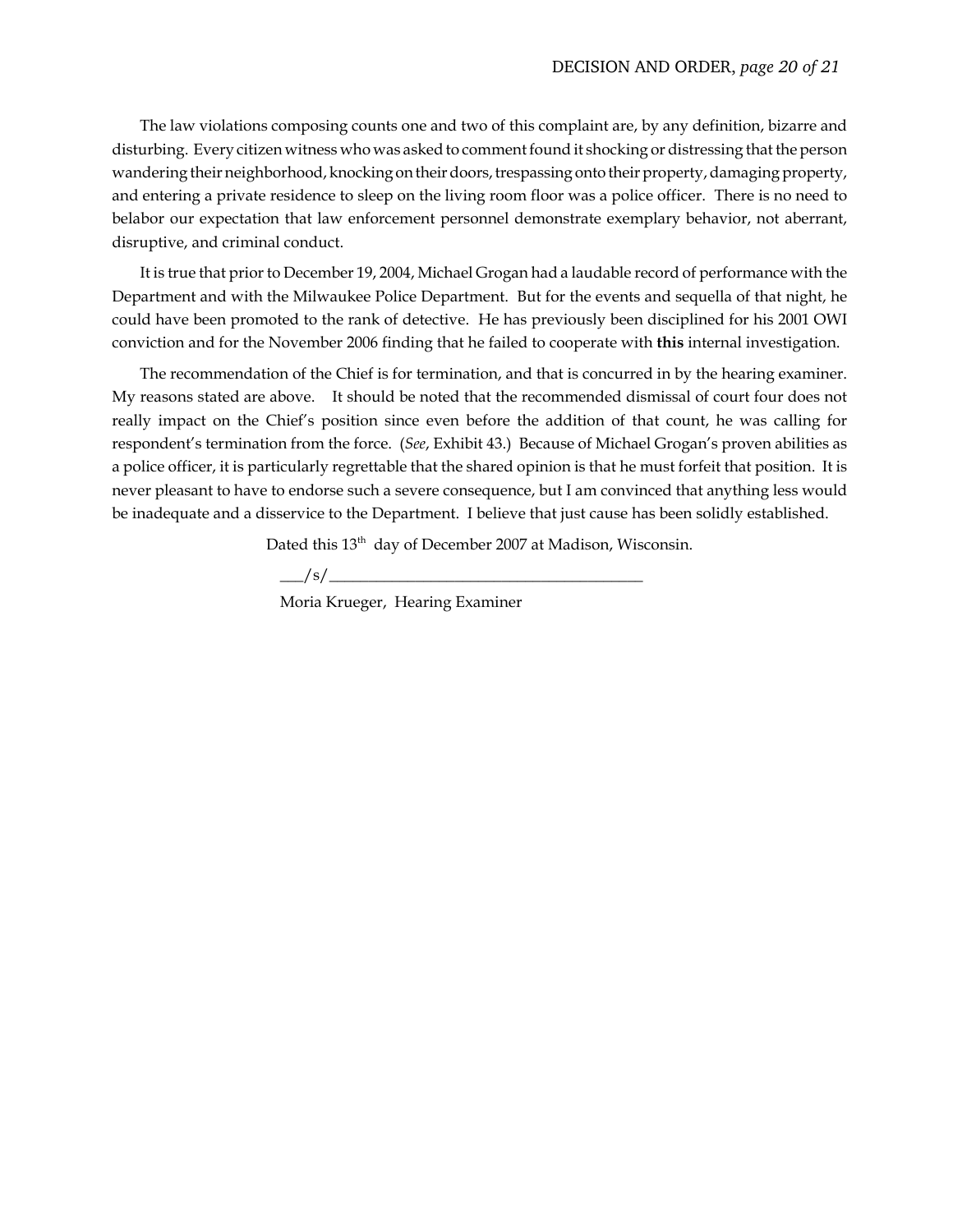The law violations composing counts one and two of this complaint are, by any definition, bizarre and disturbing. Every citizen witness who was asked to comment found it shocking or distressing that the person wandering their neighborhood, knocking on their doors, trespassing onto their property, damaging property, and entering a private residence to sleep on the living room floor was a police officer. There is no need to belabor our expectation that law enforcement personnel demonstrate exemplary behavior, not aberrant, disruptive, and criminal conduct.

It is true that prior to December 19, 2004, Michael Grogan had a laudable record of performance with the Department and with the Milwaukee Police Department. But for the events and sequella of that night, he could have been promoted to the rank of detective. He has previously been disciplined for his 2001 OWI conviction and for the November 2006 finding that he failed to cooperate with **this** internal investigation.

The recommendation of the Chief is for termination, and that is concurred in by the hearing examiner. My reasons stated are above. It should be noted that the recommended dismissal of court four does not really impact on the Chief's position since even before the addition of that count, he was calling for respondent's termination from the force. (*See*, Exhibit 43.) Because of Michael Grogan's proven abilities as a police officer, it is particularly regrettable that the shared opinion is that he must forfeit that position. It is never pleasant to have to endorse such a severe consequence, but I am convinced that anything less would be inadequate and a disservice to the Department. I believe that just cause has been solidly established.

Dated this 13th day of December 2007 at Madison, Wisconsin.

\_\_\_/s/\_\_\_\_\_\_\_\_\_\_\_\_\_\_\_\_\_\_\_\_\_\_\_\_\_\_\_\_\_\_\_\_\_\_\_\_\_\_\_\_

Moria Krueger, Hearing Examiner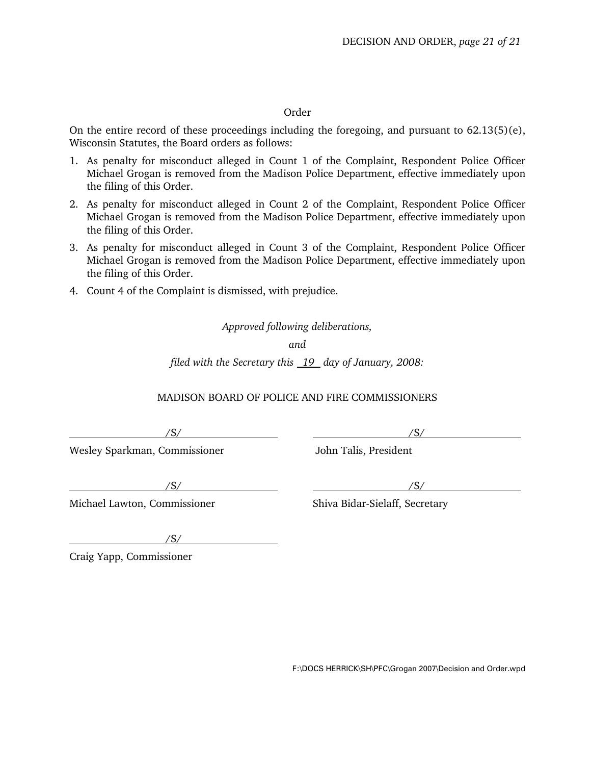## Order

On the entire record of these proceedings including the foregoing, and pursuant to 62.13(5)(e), Wisconsin Statutes, the Board orders as follows:

1. As penalty for misconduct alleged in Count 1 of the Complaint, Respondent Police Officer Michael Grogan is removed from the Madison Police Department, effective immediately upon the filing of this Order.
2. As penalty for misconduct alleged in Count 2 of the Complaint, Respondent Police Officer Michael Grogan is removed from the Madison Police Department, effective immediately upon the filing of this Order.
3. As penalty for misconduct alleged in Count 3 of the Complaint, Respondent Police Officer Michael Grogan is removed from the Madison Police Department, effective immediately upon the filing of this Order.
4. Count 4 of the Complaint is dismissed, with prejudice.

*Approved following deliberations,*

*and*

*filed with the Secretary this* 19 *day of January, 2008:*

MADISON BOARD OF POLICE AND FIRE COMMISSIONERS

/S/
Wesley Sparkman, Commissioner

/S/
John Talis, President

/S/
Michael Lawton, Commissioner

/S/
Shiva Bidar-Sielaff, Secretary

/S/
Craig Yapp, Commissioner

F:\DOCS HERRICK\SH\PFC\Grogan 2007\Decision and Order.wpd